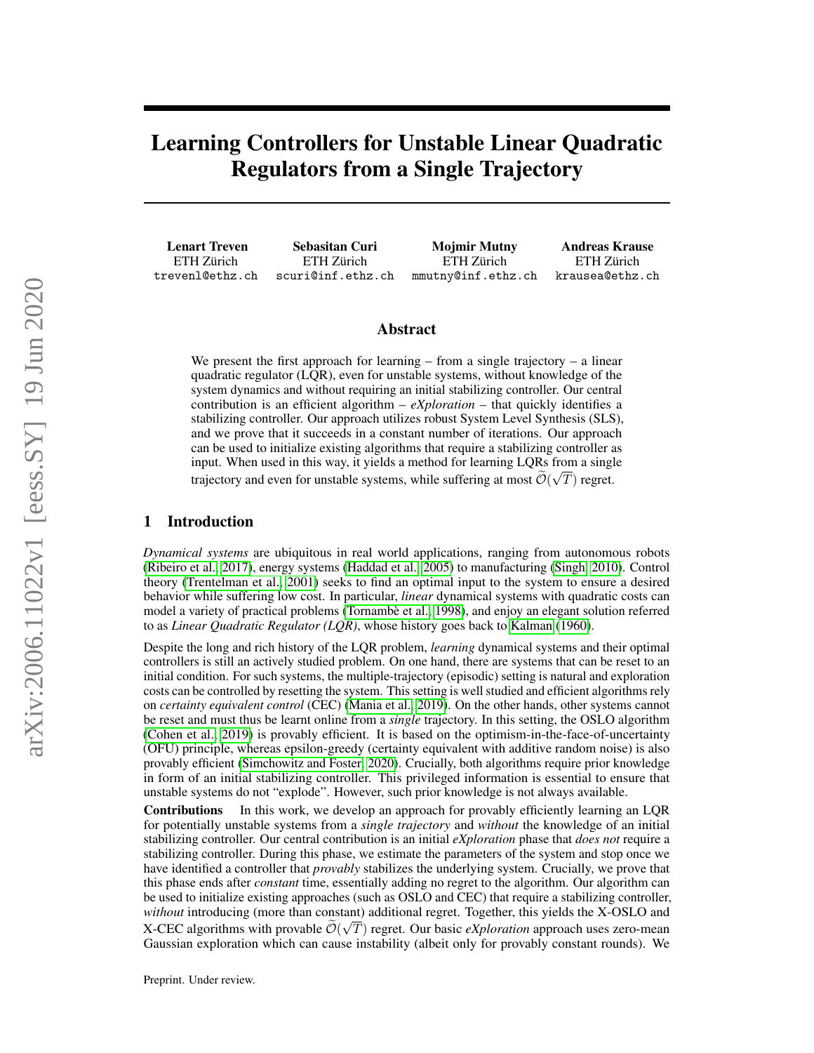# Learning Controllers for Unstable Linear Quadratic Regulators from a Single Trajectory

**Lenart Treven**
ETH Zürich
trevenl@ethz.ch

**Sebasitan Curi**
ETH Zürich
scuri@inf.ethz.ch

**Mojmir Mutny**
ETH Zürich
mmutny@inf.ethz.ch

**Andreas Krause**
ETH Zürich
krausea@ethz.ch

## Abstract

We present the first approach for learning – from a single trajectory – a linear quadratic regulator (LQR), even for unstable systems, without knowledge of the system dynamics and without requiring an initial stabilizing controller. Our central contribution is an efficient algorithm – *eXploration* – that quickly identifies a stabilizing controller. Our approach utilizes robust System Level Synthesis (SLS), and we prove that it succeeds in a constant number of iterations. Our approach can be used to initialize existing algorithms that require a stabilizing controller as input. When used in this way, it yields a method for learning LQRs from a single trajectory and even for unstable systems, while suffering at most $\widetilde{\mathcal{O}}(\sqrt{T})$ regret.

## 1 Introduction

*Dynamical systems* are ubiquitous in real world applications, ranging from autonomous robots (Ribeiro et al., 2017), energy systems (Haddad et al., 2005) to manufacturing (Singh, 2010). Control theory (Trentelman et al., 2001) seeks to find an optimal input to the system to ensure a desired behavior while suffering low cost. In particular, *linear* dynamical systems with quadratic costs can model a variety of practical problems (Tornambè et al., 1998), and enjoy an elegant solution referred to as *Linear Quadratic Regulator (LQR)*, whose history goes back to Kalman (1960).

Despite the long and rich history of the LQR problem, *learning* dynamical systems and their optimal controllers is still an actively studied problem. On one hand, there are systems that can be reset to an initial condition. For such systems, the multiple-trajectory (episodic) setting is natural and exploration costs can be controlled by resetting the system. This setting is well studied and efficient algorithms rely on *certainty equivalent control* (CEC) (Mania et al., 2019). On the other hands, other systems cannot be reset and must thus be learnt online from a *single* trajectory. In this setting, the OSLO algorithm (Cohen et al., 2019) is provably efficient. It is based on the optimism-in-the-face-of-uncertainty (OFU) principle, whereas epsilon-greedy (certainty equivalent with additive random noise) is also provably efficient (Simchowitz and Foster, 2020). Crucially, both algorithms require prior knowledge in form of an initial stabilizing controller. This privileged information is essential to ensure that unstable systems do not "explode". However, such prior knowledge is not always available.

**Contributions** In this work, we develop an approach for provably efficiently learning an LQR for potentially unstable systems from a *single trajectory* and *without* the knowledge of an initial stabilizing controller. Our central contribution is an initial *eXploration* phase that *does not* require a stabilizing controller. During this phase, we estimate the parameters of the system and stop once we have identified a controller that *provably* stabilizes the underlying system. Crucially, we prove that this phase ends after *constant* time, essentially adding no regret to the algorithm. Our algorithm can be used to initialize existing approaches (such as OSLO and CEC) that require a stabilizing controller, *without* introducing (more than constant) additional regret. Together, this yields the X-OSLO and X-CEC algorithms with provable $\widetilde{\mathcal{O}}(\sqrt{T})$ regret. Our basic *eXploration* approach uses zero-mean Gaussian exploration which can cause instability (albeit only for provably constant rounds). We

Preprint. Under review.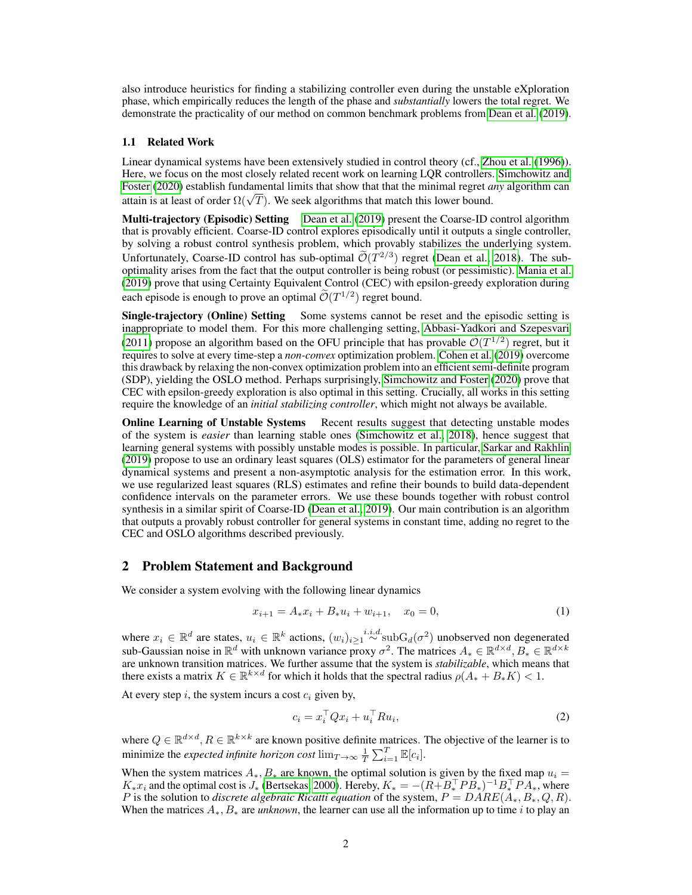also introduce heuristics for finding a stabilizing controller even during the unstable eXploration phase, which empirically reduces the length of the phase and *substantially* lowers the total regret. We demonstrate the practicality of our method on common benchmark problems from Dean et al. (2019).

### 1.1 Related Work

Linear dynamical systems have been extensively studied in control theory (cf., Zhou et al. (1996)). Here, we focus on the most closely related recent work on learning LQR controllers. Simchowitz and Foster (2020) establish fundamental limits that show that the minimal regret *any* algorithm can attain is at least of order $\Omega(\sqrt{T})$. We seek algorithms that match this lower bound.

**Multi-trajectory (Episodic) Setting** Dean et al. (2019) present the Coarse-ID control algorithm that is provably efficient. Coarse-ID control explores episodically until it outputs a single controller, by solving a robust control synthesis problem, which provably stabilizes the underlying system. Unfortunately, Coarse-ID control has sub-optimal $\widetilde{\mathcal{O}}(T^{2/3})$ regret (Dean et al., 2018). The sub-optimality arises from the fact that the output controller is being robust (or pessimistic). Mania et al. (2019) prove that using Certainty Equivalent Control (CEC) with epsilon-greedy exploration during each episode is enough to prove an optimal $\widetilde{\mathcal{O}}(T^{1/2})$ regret bound.

**Single-trajectory (Online) Setting** Some systems cannot be reset and the episodic setting is inappropriate to model them. For this more challenging setting, Abbasi-Yadkori and Szepesvari (2011) propose an algorithm based on the OFU principle that has provable $\mathcal{O}(T^{1/2})$ regret, but it requires to solve at every time-step a *non-convex* optimization problem. Cohen et al. (2019) overcome this drawback by relaxing the non-convex optimization problem into an efficient semi-definite program (SDP), yielding the OSLO method. Perhaps surprisingly, Simchowitz and Foster (2020) prove that CEC with epsilon-greedy exploration is also optimal in this setting. Crucially, all works in this setting require the knowledge of an *initial stabilizing controller*, which might not always be available.

**Online Learning of Unstable Systems** Recent results suggest that detecting unstable modes of the system is *easier* than learning stable ones (Simchowitz et al., 2018), hence suggest that learning general systems with possibly unstable modes is possible. In particular, Sarkar and Rakhlin (2019) propose to use an ordinary least squares (OLS) estimator for the parameters of general linear dynamical systems and present a non-asymptotic analysis for the estimation error. In this work, we use regularized least squares (RLS) estimates and refine their bounds to build data-dependent confidence intervals on the parameter errors. We use these bounds together with robust control synthesis in a similar spirit of Coarse-ID (Dean et al., 2019). Our main contribution is an algorithm that outputs a provably robust controller for general systems in constant time, adding no regret to the CEC and OSLO algorithms described previously.

## 2 Problem Statement and Background

We consider a system evolving with the following linear dynamics

$$x_{i+1} = A_* x_i + B_* u_i + w_{i+1}, \quad x_0 = 0, \tag{1}$$

where $x_i \in \mathbb{R}^d$ are states, $u_i \in \mathbb{R}^k$ actions, $(w_i)_{i \geq 1} \overset{i.i.d.}{\sim} \mathrm{subG}_d(\sigma^2)$ unobserved non degenerated sub-Gaussian noise in $\mathbb{R}^d$ with unknown variance proxy $\sigma^2$. The matrices $A_* \in \mathbb{R}^{d \times d}, B_* \in \mathbb{R}^{d \times k}$ are unknown transition matrices. We further assume that the system is *stabilizable*, which means that there exists a matrix $K \in \mathbb{R}^{k \times d}$ for which it holds that the spectral radius $\rho(A_* + B_* K) < 1$.

At every step $i$, the system incurs a cost $c_i$ given by,

$$c_i = x_i^\top Q x_i + u_i^\top R u_i, \tag{2}$$

where $Q \in \mathbb{R}^{d \times d}, R \in \mathbb{R}^{k \times k}$ are known positive definite matrices. The objective of the learner is to minimize the *expected infinite horizon cost* $\lim_{T \to \infty} \frac{1}{T} \sum_{i=1}^{T} \mathbb{E}[c_i]$.

When the system matrices $A_*, B_*$ are known, the optimal solution is given by the fixed map $u_i = K_* x_i$ and the optimal cost is $J_*$ (Bertsekas, 2000). Hereby, $K_* = -(R + B_*^\top P B_*)^{-1} B_*^\top P A_*$, where $P$ is the solution to *discrete algebraic Riccati equation* of the system, $P = DARE(A_*, B_*, Q, R)$. When the matrices $A_*, B_*$ are *unknown*, the learner can use all the information up to time $i$ to play an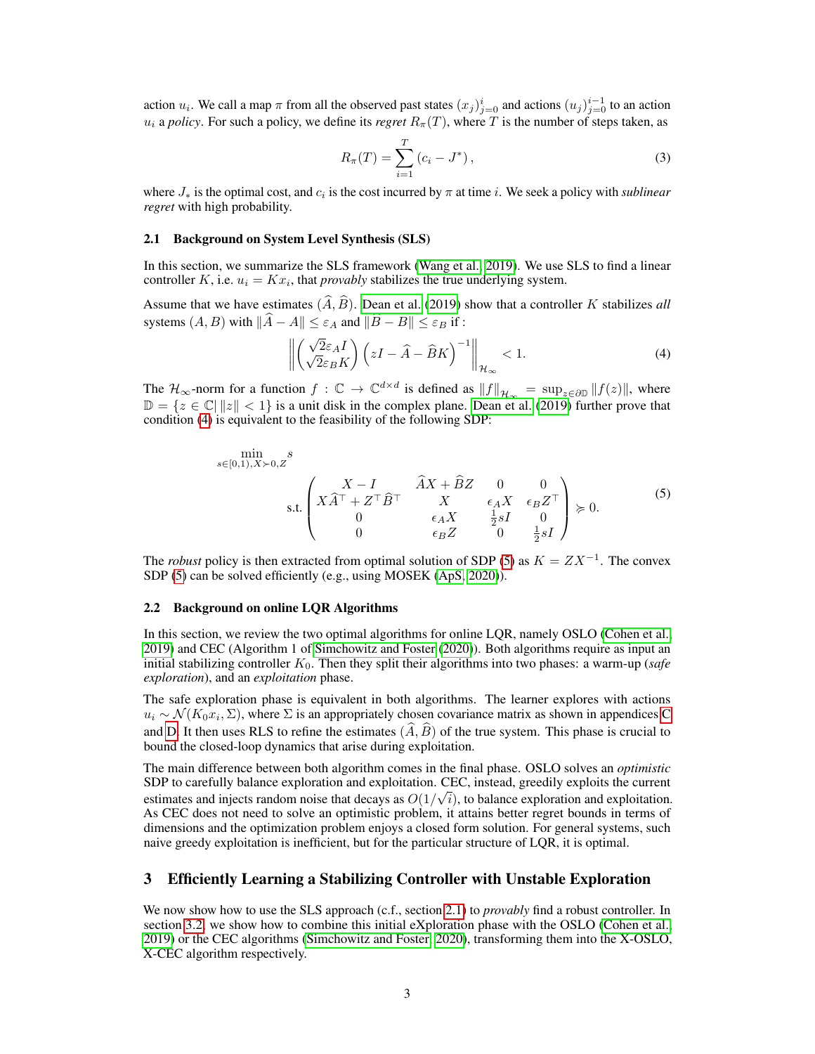action $u_i$. We call a map $\pi$ from all the observed past states $(x_j)_{j=0}^{i}$ and actions $(u_j)_{j=0}^{i-1}$ to an action $u_i$ a *policy*. For such a policy, we define its *regret* $R_\pi(T)$, where $T$ is the number of steps taken, as

$$R_\pi(T) = \sum_{i=1}^{T} (c_i - J^*), \tag{3}$$

where $J_*$ is the optimal cost, and $c_i$ is the cost incurred by $\pi$ at time $i$. We seek a policy with *sublinear regret* with high probability.

### 2.1 Background on System Level Synthesis (SLS)

In this section, we summarize the SLS framework (Wang et al., 2019). We use SLS to find a linear controller $K$, i.e. $u_i = Kx_i$, that *provably* stabilizes the true underlying system.

Assume that we have estimates $(\widehat{A}, \widehat{B})$. Dean et al. (2019) show that a controller $K$ stabilizes *all* systems $(A, B)$ with $\|\widehat{A} - A\| \leq \varepsilon_A$ and $\|\widehat{B} - B\| \leq \varepsilon_B$ if :

$$\left\| \begin{pmatrix} \sqrt{2}\varepsilon_A I \\ \sqrt{2}\varepsilon_B K \end{pmatrix} \left( zI - \widehat{A} - \widehat{B}K \right)^{-1} \right\|_{\mathcal{H}_\infty} < 1. \tag{4}$$

The $\mathcal{H}_\infty$-norm for a function $f : \mathbb{C} \to \mathbb{C}^{d \times d}$ is defined as $\|f\|_{\mathcal{H}_\infty} = \sup_{z \in \partial \mathbb{D}} \|f(z)\|$, where $\mathbb{D} = \{z \in \mathbb{C} | \, \|z\| < 1\}$ is a unit disk in the complex plane. Dean et al. (2019) further prove that condition (4) is equivalent to the feasibility of the following SDP:

$$\min_{s \in [0,1), X \succ 0, Z} \quad s$$
$$\text{s.t.} \begin{pmatrix} X - I & \widehat{A}X + \widehat{B}Z & 0 & 0 \\ X\widehat{A}^\top + Z^\top \widehat{B}^\top & X & \epsilon_A X & \epsilon_B Z^\top \\ 0 & \epsilon_A X & \frac{1}{2}sI & 0 \\ 0 & \epsilon_B Z & 0 & \frac{1}{2}sI \end{pmatrix} \succcurlyeq 0. \tag{5}$$

The *robust* policy is then extracted from optimal solution of SDP (5) as $K = ZX^{-1}$. The convex SDP (5) can be solved efficiently (e.g., using MOSEK (ApS, 2020)).

### 2.2 Background on online LQR Algorithms

In this section, we review the two optimal algorithms for online LQR, namely OSLO (Cohen et al., 2019) and CEC (Algorithm 1 of Simchowitz and Foster (2020)). Both algorithms require as input an initial stabilizing controller $K_0$. Then they split their algorithms into two phases: a warm-up (*safe exploration*), and an *exploitation* phase.

The safe exploration phase is equivalent in both algorithms. The learner explores with actions $u_i \sim \mathcal{N}(K_0 x_i, \Sigma)$, where $\Sigma$ is an appropriately chosen covariance matrix as shown in appendices C and D. It then uses RLS to refine the estimates $(\widehat{A}, \widehat{B})$ of the true system. This phase is crucial to bound the closed-loop dynamics that arise during exploitation.

The main difference between both algorithm comes in the final phase. OSLO solves an *optimistic* SDP to carefully balance exploration and exploitation. CEC, instead, greedily exploits the current estimates and injects random noise that decays as $O(1/\sqrt{i})$, to balance exploration and exploitation. As CEC does not need to solve an optimistic problem, it attains better regret bounds in terms of dimensions and the optimization problem enjoys a closed form solution. For general systems, such naive greedy exploitation is inefficient, but for the particular structure of LQR, it is optimal.

## 3 Efficiently Learning a Stabilizing Controller with Unstable Exploration

We now show how to use the SLS approach (c.f., section 2.1) to *provably* find a robust controller. In section 3.2, we show how to combine this initial eXploration phase with the OSLO (Cohen et al., 2019) or the CEC algorithms (Simchowitz and Foster, 2020), transforming them into the X-OSLO, X-CEC algorithm respectively.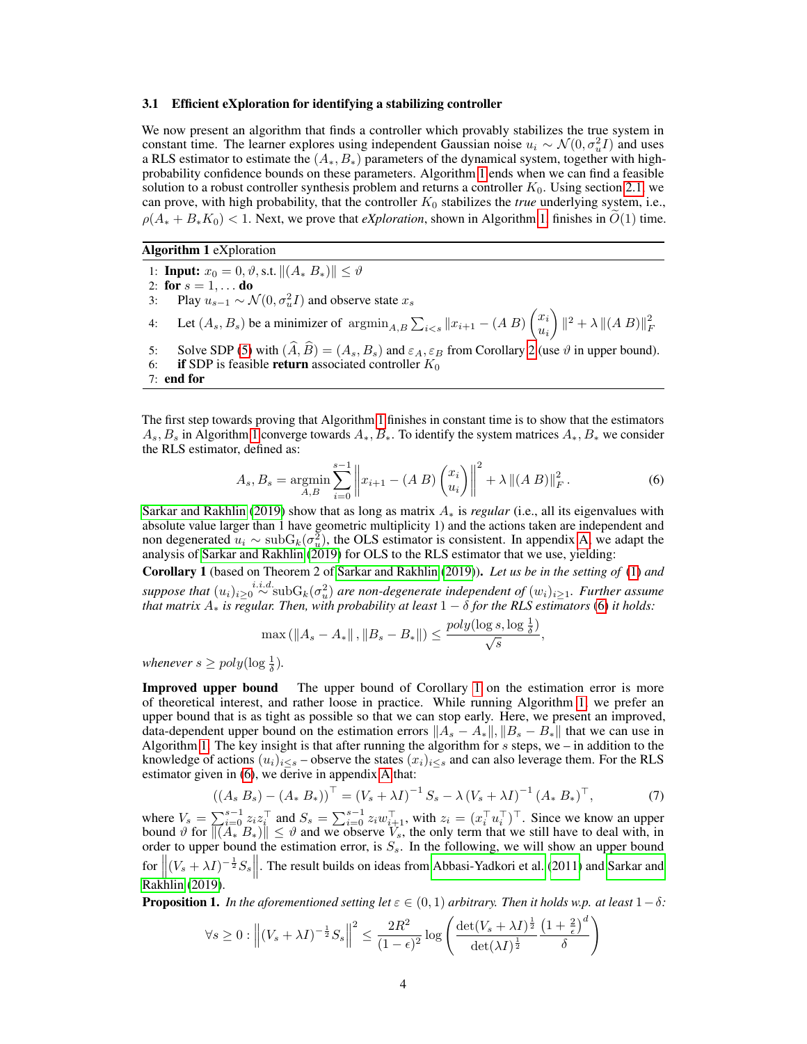### 3.1 Efficient eXploration for identifying a stabilizing controller

We now present an algorithm that finds a controller which provably stabilizes the true system in constant time. The learner explores using independent Gaussian noise $u_i \sim \mathcal{N}(0, \sigma_u^2 I)$ and uses a RLS estimator to estimate the $(A_*, B_*)$ parameters of the dynamical system, together with high-probability confidence bounds on these parameters. Algorithm 1 ends when we can find a feasible solution to a robust controller synthesis problem and returns a controller $K_0$. Using section 2.1, we can prove, with high probability, that the controller $K_0$ stabilizes the *true* underlying system, i.e., $\rho(A_* + B_* K_0) < 1$. Next, we prove that *eXploration*, shown in Algorithm 1, finishes in $\widetilde{O}(1)$ time.

**Algorithm 1** eXploration

1: **Input:** $x_0 = 0, \vartheta$, s.t. $\|(A_*\ B_*)\| \leq \vartheta$
2: **for** $s = 1, \ldots$ **do**
3: Play $u_{s-1} \sim \mathcal{N}(0, \sigma_u^2 I)$ and observe state $x_s$
4: Let $(A_s, B_s)$ be a minimizer of $\operatorname{argmin}_{A,B} \sum_{i<s} \|x_{i+1} - (A\ B) \begin{pmatrix} x_i \\ u_i \end{pmatrix} \|^2 + \lambda \|(A\ B)\|_F^2$
5: Solve SDP (5) with $(\widehat{A}, \widehat{B}) = (A_s, B_s)$ and $\varepsilon_A, \varepsilon_B$ from Corollary 2 (use $\vartheta$ in upper bound).
6: **if** SDP is feasible **return** associated controller $K_0$
7: **end for**

The first step towards proving that Algorithm 1 finishes in constant time is to show that the estimators $A_s, B_s$ in Algorithm 1 converge towards $A_*, B_*$. To identify the system matrices $A_*, B_*$ we consider the RLS estimator, defined as:

$$A_s, B_s = \operatorname*{argmin}_{A,B} \sum_{i=0}^{s-1} \left\| x_{i+1} - (A\ B) \begin{pmatrix} x_i \\ u_i \end{pmatrix} \right\|^2 + \lambda \|(A\ B)\|_F^2 . \tag{6}$$

Sarkar and Rakhlin (2019) show that as long as matrix $A_*$ is *regular* (i.e., all its eigenvalues with absolute value larger than 1 have geometric multiplicity 1) and the actions taken are independent and non degenerated $u_i \sim \mathrm{subG}_k(\sigma_u^2)$, the OLS estimator is consistent. In appendix A, we adapt the analysis of Sarkar and Rakhlin (2019) for OLS to the RLS estimator that we use, yielding:

**Corollary 1** (based on Theorem 2 of Sarkar and Rakhlin (2019))**.** *Let us be in the setting of (1) and suppose that $(u_i)_{i\geq 0} \overset{i.i.d.}{\sim} \mathrm{subG}_k(\sigma_u^2)$ are non-degenerate independent of $(w_i)_{i\geq 1}$. Further assume that matrix $A_*$ is regular. Then, with probability at least $1-\delta$ for the RLS estimators (6) it holds:*

$$\max\left(\|A_s - A_*\|, \|B_s - B_*\|\right) \leq \frac{poly(\log s, \log \frac{1}{\delta})}{\sqrt{s}},$$

*whenever $s \geq poly(\log \frac{1}{\delta})$.*

**Improved upper bound** The upper bound of Corollary 1 on the estimation error is more of theoretical interest, and rather loose in practice. While running Algorithm 1, we prefer an upper bound that is as tight as possible so that we can stop early. Here, we present an improved, data-dependent upper bound on the estimation errors $\|A_s - A_*\|, \|B_s - B_*\|$ that we can use in Algorithm 1. The key insight is that after running the algorithm for $s$ steps, we – in addition to the knowledge of actions $(u_i)_{i\leq s}$ – observe the states $(x_i)_{i\leq s}$ and can also leverage them. For the RLS estimator given in (6), we derive in appendix A that:

$$((A_s\ B_s) - (A_*\ B_*))^\top = (V_s + \lambda I)^{-1} S_s - \lambda (V_s + \lambda I)^{-1} (A_*\ B_*)^\top, \tag{7}$$

where $V_s = \sum_{i=0}^{s-1} z_i z_i^\top$ and $S_s = \sum_{i=0}^{s-1} z_i w_{i+1}^\top$, with $z_i = (x_i^\top u_i^\top)^\top$. Since we know an upper bound $\vartheta$ for $\|(A_*\ B_*)\| \leq \vartheta$ and we observe $V_s$, the only term that we still have to deal with, in order to upper bound the estimation error, is $S_s$. In the following, we will show an upper bound for $\left\|(V_s + \lambda I)^{-\frac{1}{2}} S_s\right\|$. The result builds on ideas from Abbasi-Yadkori et al. (2011) and Sarkar and Rakhlin (2019).

**Proposition 1.** *In the aforementioned setting let $\varepsilon \in (0, 1)$ arbitrary. Then it holds w.p. at least $1-\delta$:*

$$\forall s \geq 0 : \left\|(V_s + \lambda I)^{-\frac{1}{2}} S_s\right\|^2 \leq \frac{2R^2}{(1-\epsilon)^2} \log\left(\frac{\det(V_s + \lambda I)^{\frac{1}{2}}}{\det(\lambda I)^{\frac{1}{2}}} \frac{\left(1 + \frac{2}{\epsilon}\right)^d}{\delta}\right)$$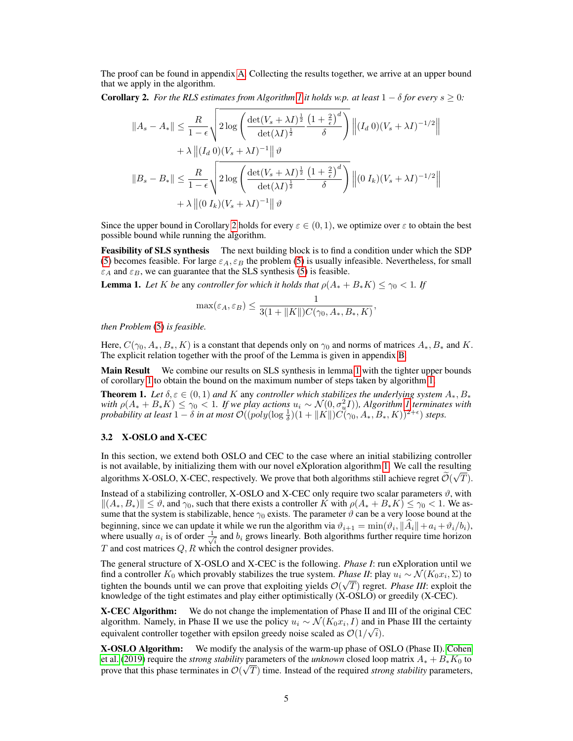The proof can be found in appendix A. Collecting the results together, we arrive at an upper bound that we apply in the algorithm.

**Corollary 2.** *For the RLS estimates from Algorithm 1 it holds w.p. at least $1-\delta$ for every $s \geq 0$:*

$$
\begin{aligned}
\|A_s - A_*\| &\leq \frac{R}{1-\epsilon}\sqrt{2\log\left(\frac{\det(V_s+\lambda I)^{\frac{1}{2}}}{\det(\lambda I)^{\frac{1}{2}}}\frac{\left(1+\frac{2}{\epsilon}\right)^d}{\delta}\right)}\left\|(I_d\ 0)(V_s+\lambda I)^{-1/2}\right\| \\
&\quad + \lambda\left\|(I_d\ 0)(V_s+\lambda I)^{-1}\right\|\vartheta \\
\|B_s - B_*\| &\leq \frac{R}{1-\epsilon}\sqrt{2\log\left(\frac{\det(V_s+\lambda I)^{\frac{1}{2}}}{\det(\lambda I)^{\frac{1}{2}}}\frac{\left(1+\frac{2}{\epsilon}\right)^d}{\delta}\right)}\left\|(0\ I_k)(V_s+\lambda I)^{-1/2}\right\| \\
&\quad + \lambda\left\|(0\ I_k)(V_s+\lambda I)^{-1}\right\|\vartheta
\end{aligned}
$$

Since the upper bound in Corollary 2 holds for every $\varepsilon \in (0,1)$, we optimize over $\varepsilon$ to obtain the best possible bound while running the algorithm.

**Feasibility of SLS synthesis** The next building block is to find a condition under which the SDP (5) becomes feasible. For large $\varepsilon_A, \varepsilon_B$ the problem (5) is usually infeasible. Nevertheless, for small $\varepsilon_A$ and $\varepsilon_B$, we can guarantee that the SLS synthesis (5) is feasible.

**Lemma 1.** *Let $K$ be* any *controller for which it holds that $\rho(A_* + B_*K) \leq \gamma_0 < 1$. If*

$$
\max(\varepsilon_A, \varepsilon_B) \leq \frac{1}{3(1+\|K\|)C(\gamma_0, A_*, B_*, K)},
$$

*then Problem (5) is feasible.*

Here, $C(\gamma_0, A_*, B_*, K)$ is a constant that depends only on $\gamma_0$ and norms of matrices $A_*, B_*$ and $K$. The explicit relation together with the proof of the Lemma is given in appendix B.

**Main Result** We combine our results on SLS synthesis in lemma 1 with the tighter upper bounds of corollary 1 to obtain the bound on the maximum number of steps taken by algorithm 1.

**Theorem 1.** *Let $\delta, \varepsilon \in (0,1)$ and $K$* any *controller which stabilizes the underlying system $A_*, B_*$ with $\rho(A_* + B_*K) \leq \gamma_0 < 1$. If we play actions $u_i \sim \mathcal{N}(0, \sigma_u^2 I)$), Algorithm 1 terminates with probability at least $1-\delta$ in at most $\mathcal{O}((poly(\log\frac{1}{\delta})(1+\|K\|)C(\gamma_0, A_*, B_*, K))^{2+\epsilon})$ steps.*

### 3.2 X-OSLO and X-CEC

In this section, we extend both OSLO and CEC to the case where an initial stabilizing controller is not available, by initializing them with our novel eXploration algorithm 1. We call the resulting algorithms X-OSLO, X-CEC, respectively. We prove that both algorithms still achieve regret $\widetilde{\mathcal{O}}(\sqrt{T})$.

Instead of a stabilizing controller, X-OSLO and X-CEC only require two scalar parameters $\vartheta$, with $\|(A_*, B_*)\| \leq \vartheta$, and $\gamma_0$, such that there exists a controller $K$ with $\rho(A_* + B_*K) \leq \gamma_0 < 1$. We assume that the system is stabilizable, hence $\gamma_0$ exists. The parameter $\vartheta$ can be a very loose bound at the beginning, since we can update it while we run the algorithm via $\vartheta_{i+1} = \min(\vartheta_i, \|\widehat{A}_i\| + a_i + \vartheta_i/b_i)$, where usually $a_i$ is of order $\frac{1}{\sqrt{i}}$ and $b_i$ grows linearly. Both algorithms further require time horizon $T$ and cost matrices $Q, R$ which the control designer provides.

The general structure of X-OSLO and X-CEC is the following. *Phase I*: run eXploration until we find a controller $K_0$ which provably stabilizes the true system. *Phase II*: play $u_i \sim \mathcal{N}(K_0 x_i, \Sigma)$ to tighten the bounds until we can prove that exploiting yields $\mathcal{O}(\sqrt{T})$ regret. *Phase III*: exploit the knowledge of the tight estimates and play either optimistically (X-OSLO) or greedily (X-CEC).

**X-CEC Algorithm:** We do not change the implementation of Phase II and III of the original CEC algorithm. Namely, in Phase II we use the policy $u_i \sim \mathcal{N}(K_0 x_i, I)$ and in Phase III the certainty equivalent controller together with epsilon greedy noise scaled as $\mathcal{O}(1/\sqrt{i})$.

**X-OSLO Algorithm:** We modify the analysis of the warm-up phase of OSLO (Phase II). Cohen et al. (2019) require the *strong stability* parameters of the *unknown* closed loop matrix $A_* + B_*K_0$ to prove that this phase terminates in $\mathcal{O}(\sqrt{T})$ time. Instead of the required *strong stability* parameters,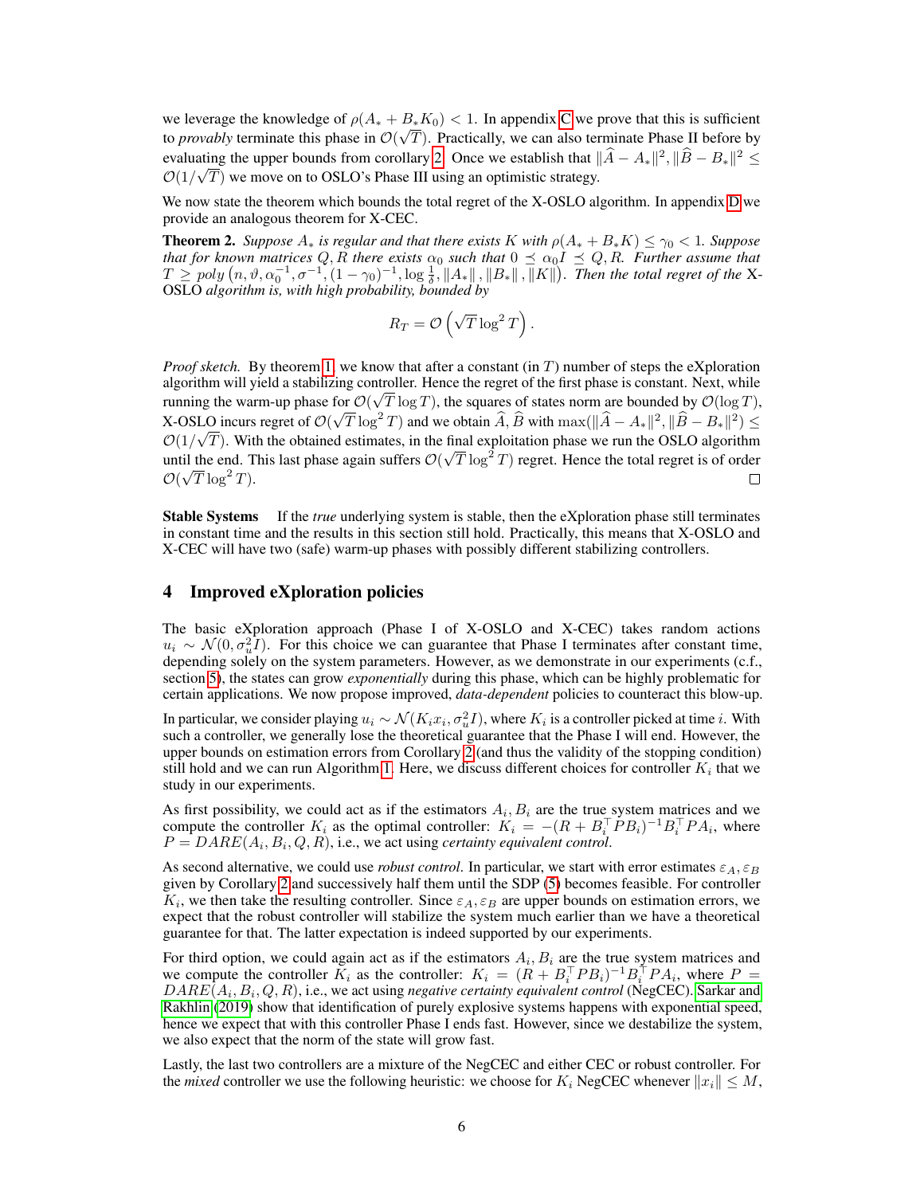we leverage the knowledge of $\rho(A_* + B_* K_0) < 1$. In appendix C we prove that this is sufficient to *provably* terminate this phase in $\mathcal{O}(\sqrt{T})$. Practically, we can also terminate Phase II before by evaluating the upper bounds from corollary 2. Once we establish that $\|\widehat{A} - A_*\|^2, \|\widehat{B} - B_*\|^2 \leq \mathcal{O}(1/\sqrt{T})$ we move on to OSLO's Phase III using an optimistic strategy.

We now state the theorem which bounds the total regret of the X-OSLO algorithm. In appendix D we provide an analogous theorem for X-CEC.

**Theorem 2.** *Suppose $A_*$ is regular and that there exists $K$ with $\rho(A_* + B_* K) \leq \gamma_0 < 1$. Suppose that for known matrices $Q, R$ there exists $\alpha_0$ such that $0 \preceq \alpha_0 I \preceq Q, R$. Further assume that $T \geq poly\left(n, \vartheta, \alpha_0^{-1}, \sigma^{-1}, (1-\gamma_0)^{-1}, \log\frac{1}{\delta}, \|A_*\|, \|B_*\|, \|K\|\right)$. Then the total regret of the* X-OSLO *algorithm is, with high probability, bounded by*

$$R_T = \mathcal{O}\left(\sqrt{T}\log^2 T\right).$$

*Proof sketch.* By theorem 1, we know that after a constant (in $T$) number of steps the eXploration algorithm will yield a stabilizing controller. Hence the regret of the first phase is constant. Next, while running the warm-up phase for $\mathcal{O}(\sqrt{T}\log T)$, the squares of states norm are bounded by $\mathcal{O}(\log T)$, X-OSLO incurs regret of $\mathcal{O}(\sqrt{T}\log^2 T)$ and we obtain $\widehat{A}, \widehat{B}$ with $\max(\|\widehat{A} - A_*\|^2, \|\widehat{B} - B_*\|^2) \leq \mathcal{O}(1/\sqrt{T})$. With the obtained estimates, in the final exploitation phase we run the OSLO algorithm until the end. This last phase again suffers $\mathcal{O}(\sqrt{T}\log^2 T)$ regret. Hence the total regret is of order $\mathcal{O}(\sqrt{T}\log^2 T)$. □

**Stable Systems** If the *true* underlying system is stable, then the eXploration phase still terminates in constant time and the results in this section still hold. Practically, this means that X-OSLO and X-CEC will have two (safe) warm-up phases with possibly different stabilizing controllers.

## 4 Improved eXploration policies

The basic eXploration approach (Phase I of X-OSLO and X-CEC) takes random actions $u_i \sim \mathcal{N}(0, \sigma_u^2 I)$. For this choice we can guarantee that Phase I terminates after constant time, depending solely on the system parameters. However, as we demonstrate in our experiments (c.f., section 5), the states can grow *exponentially* during this phase, which can be highly problematic for certain applications. We now propose improved, *data-dependent* policies to counteract this blow-up.

In particular, we consider playing $u_i \sim \mathcal{N}(K_i x_i, \sigma_u^2 I)$, where $K_i$ is a controller picked at time $i$. With such a controller, we generally lose the theoretical guarantee that the Phase I will end. However, the upper bounds on estimation errors from Corollary 2 (and thus the validity of the stopping condition) still hold and we can run Algorithm 1. Here, we discuss different choices for controller $K_i$ that we study in our experiments.

As first possibility, we could act as if the estimators $A_i, B_i$ are the true system matrices and we compute the controller $K_i$ as the optimal controller: $K_i = -(R + B_i^\top P B_i)^{-1} B_i^\top P A_i$, where $P = DARE(A_i, B_i, Q, R)$, i.e., we act using *certainty equivalent control*.

As second alternative, we could use *robust control*. In particular, we start with error estimates $\varepsilon_A, \varepsilon_B$ given by Corollary 2 and successively half them until the SDP (5) becomes feasible. For controller $K_i$, we then take the resulting controller. Since $\varepsilon_A, \varepsilon_B$ are upper bounds on estimation errors, we expect that the robust controller will stabilize the system much earlier than we have a theoretical guarantee for that. The latter expectation is indeed supported by our experiments.

For third option, we could again act as if the estimators $A_i, B_i$ are the true system matrices and we compute the controller $K_i$ as the controller: $K_i = (R + B_i^\top P B_i)^{-1} B_i^\top P A_i$, where $P = DARE(A_i, B_i, Q, R)$, i.e., we act using *negative certainty equivalent control* (NegCEC). Sarkar and Rakhlin (2019) show that identification of purely explosive systems happens with exponential speed, hence we expect that with this controller Phase I ends fast. However, since we destabilize the system, we also expect that the norm of the state will grow fast.

Lastly, the last two controllers are a mixture of the NegCEC and either CEC or robust controller. For the *mixed* controller we use the following heuristic: we choose for $K_i$ NegCEC whenever $\|x_i\| \leq M$,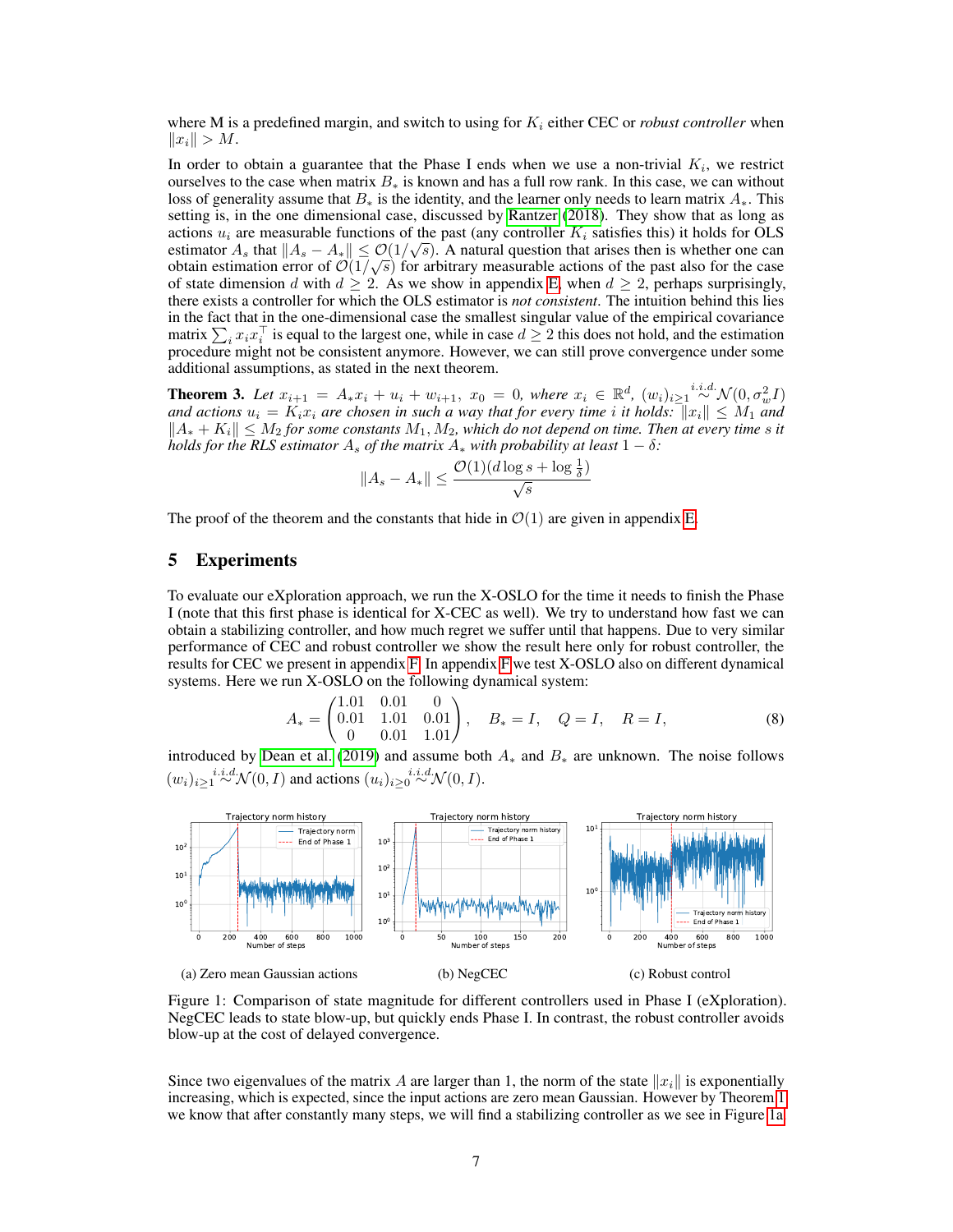where M is a predefined margin, and switch to using for $K_i$ either CEC or *robust controller* when $\|x_i\| > M$.

In order to obtain a guarantee that the Phase I ends when we use a non-trivial $K_i$, we restrict ourselves to the case when matrix $B_*$ is known and has a full row rank. In this case, we can without loss of generality assume that $B_*$ is the identity, and the learner only needs to learn matrix $A_*$. This setting is, in the one dimensional case, discussed by Rantzer (2018). They show that as long as actions $u_i$ are measurable functions of the past (any controller $K_i$ satisfies this) it holds for OLS estimator $A_s$ that $\|A_s - A_*\| \leq \mathcal{O}(1/\sqrt{s})$. A natural question that arises then is whether one can obtain estimation error of $\mathcal{O}(1/\sqrt{s})$ for arbitrary measurable actions of the past also for the case of state dimension $d$ with $d \geq 2$. As we show in appendix E, when $d \geq 2$, perhaps surprisingly, there exists a controller for which the OLS estimator is *not consistent*. The intuition behind this lies in the fact that in the one-dimensional case the smallest singular value of the empirical covariance matrix $\sum_i x_i x_i^\top$ is equal to the largest one, while in case of $d \geq 2$ this does not hold, and the estimation procedure might not be consistent anymore. However, we can still prove convergence under some additional assumptions, as stated in the next theorem.

**Theorem 3.** *Let $x_{i+1} = A_* x_i + u_i + w_{i+1}$, $x_0 = 0$, where $x_i \in \mathbb{R}^d$, $(w_i)_{i\geq 1} \overset{i.i.d.}{\sim} \mathcal{N}(0, \sigma_w^2 I)$ and actions $u_i = K_i x_i$ are chosen in such a way that for every time $i$ it holds: $\|x_i\| \leq M_1$ and $\|A_* + K_i\| \leq M_2$ for some constants $M_1, M_2$, which do not depend on time. Then at every time $s$ it holds for the RLS estimator $A_s$ of the matrix $A_*$ with probability at least $1 - \delta$:*

$$\|A_s - A_*\| \leq \frac{\mathcal{O}(1)(d \log s + \log \frac{1}{\delta})}{\sqrt{s}}$$

The proof of the theorem and the constants that hide in $\mathcal{O}(1)$ are given in appendix E.

## 5 Experiments

To evaluate our eXploration approach, we run the X-OSLO for the time it needs to finish the Phase I (note that this first phase is identical for X-CEC as well). We try to understand how fast we can obtain a stabilizing controller, and how much regret we suffer until that happens. Due to very similar performance of CEC and robust controller we show the result here only for robust controller, the results for CEC we present in appendix F. In appendix F we test X-OSLO also on different dynamical systems. Here we run X-OSLO on the following dynamical system:

$$A_* = \begin{pmatrix} 1.01 & 0.01 & 0 \\ 0.01 & 1.01 & 0.01 \\ 0 & 0.01 & 1.01 \end{pmatrix}, \quad B_* = I, \quad Q = I, \quad R = I, \tag{8}$$

introduced by Dean et al. (2019) and assume both $A_*$ and $B_*$ are unknown. The noise follows $(w_i)_{i\geq 1} \overset{i.i.d.}{\sim} \mathcal{N}(0, I)$ and actions $(u_i)_{i\geq 0} \overset{i.i.d.}{\sim} \mathcal{N}(0, I)$.

(a) Zero mean Gaussian actions

(b) NegCEC

(c) Robust control

Figure 1: Comparison of state magnitude for different controllers used in Phase I (eXploration). NegCEC leads to state blow-up, but quickly ends Phase I. In contrast, the robust controller avoids blow-up at the cost of delayed convergence.

Since two eigenvalues of the matrix $A$ are larger than 1, the norm of the state $\|x_i\|$ is exponentially increasing, which is expected, since the input actions are zero mean Gaussian. However by Theorem 1 we know that after constantly many steps, we will find a stabilizing controller as we see in Figure 1a.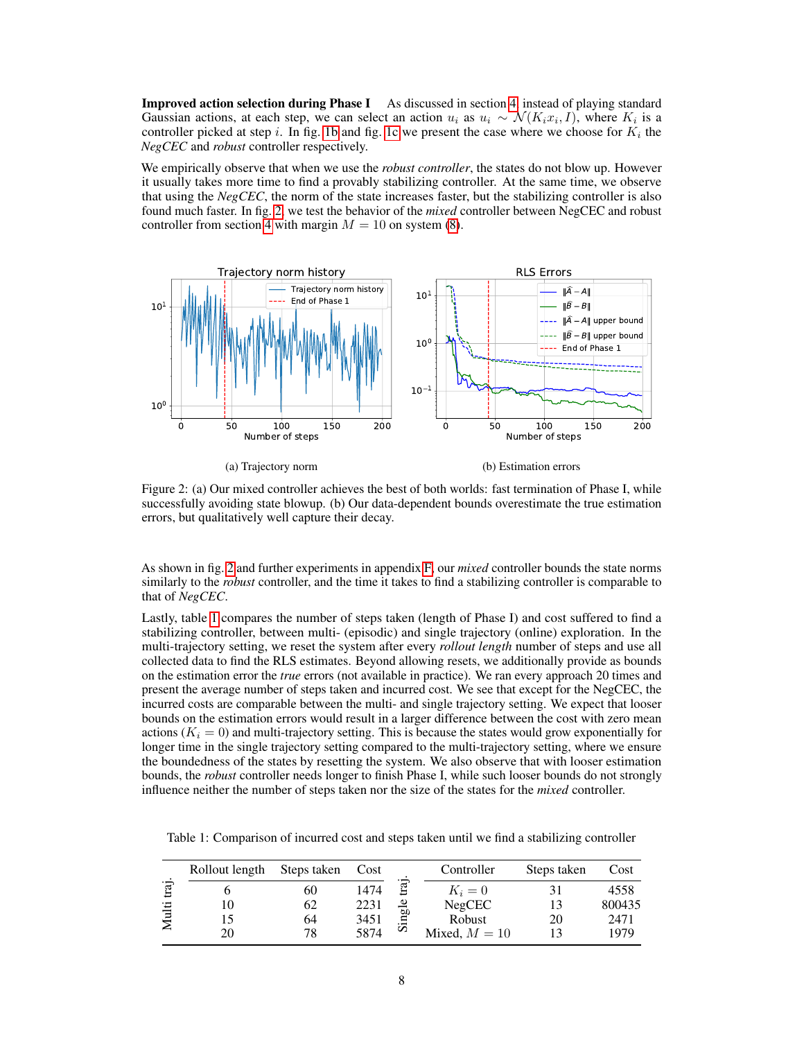**Improved action selection during Phase I** As discussed in section 4, instead of playing standard Gaussian actions, at each step, we can select an action $u_i$ as $u_i \sim \mathcal{N}(K_i x_i, I)$, where $K_i$ is a controller picked at step $i$. In fig. 1b and fig. 1c we present the case where we choose for $K_i$ the *NegCEC* and *robust* controller respectively.

We empirically observe that when we use the *robust controller*, the states do not blow up. However it usually takes more time to find a provably stabilizing controller. At the same time, we observe that using the *NegCEC*, the norm of the state increases faster, but the stabilizing controller is also found much faster. In fig. 2, we test the behavior of the *mixed* controller between NegCEC and robust controller from section 4 with margin $M = 10$ on system (8).

(a) Trajectory norm

(b) Estimation errors

Figure 2: (a) Our mixed controller achieves the best of both worlds: fast termination of Phase I, while successfully avoiding state blowup. (b) Our data-dependent bounds overestimate the true estimation errors, but qualitatively well capture their decay.

As shown in fig. 2 and further experiments in appendix F, our *mixed* controller bounds the state norms similarly to the *robust* controller, and the time it takes to find a stabilizing controller is comparable to that of *NegCEC*.

Lastly, table 1 compares the number of steps taken (length of Phase I) and cost suffered to find a stabilizing controller, between multi- (episodic) and single trajectory (online) exploration. In the multi-trajectory setting, we reset the system after every *rollout length* number of steps and use all collected data to find the RLS estimates. Beyond allowing resets, we additionally provide as bounds on the estimation error the *true* errors (not available in practice). We ran every approach 20 times and present the average number of steps taken and incurred cost. We see that except for the NegCEC, the incurred costs are comparable between the multi- and single trajectory setting. We expect that looser bounds on the estimation errors would result in a larger difference between the cost with zero mean actions ($K_i = 0$) and multi-trajectory setting. This is because the states would grow exponentially for longer time in the single trajectory setting compared to the multi-trajectory setting, where we ensure the boundedness of the states by resetting the system. We also observe that with looser estimation bounds, the *robust* controller needs longer to finish Phase I, while such looser bounds do not strongly influence neither the number of steps taken nor the size of the states for the *mixed* controller.

Table 1: Comparison of incurred cost and steps taken until we find a stabilizing controller

| | Rollout length | Steps taken | Cost | | Controller | Steps taken | Cost |
|---|---|---|---|---|---|---|---|
| Multi traj. | 6 | 60 | 1474 | Single traj. | $K_i = 0$ | 31 | 4558 |
| | 10 | 62 | 2231 | | NegCEC | 13 | 800435 |
| | 15 | 64 | 3451 | | Robust | 20 | 2471 |
| | 20 | 78 | 5874 | | Mixed, $M = 10$ | 13 | 1979 |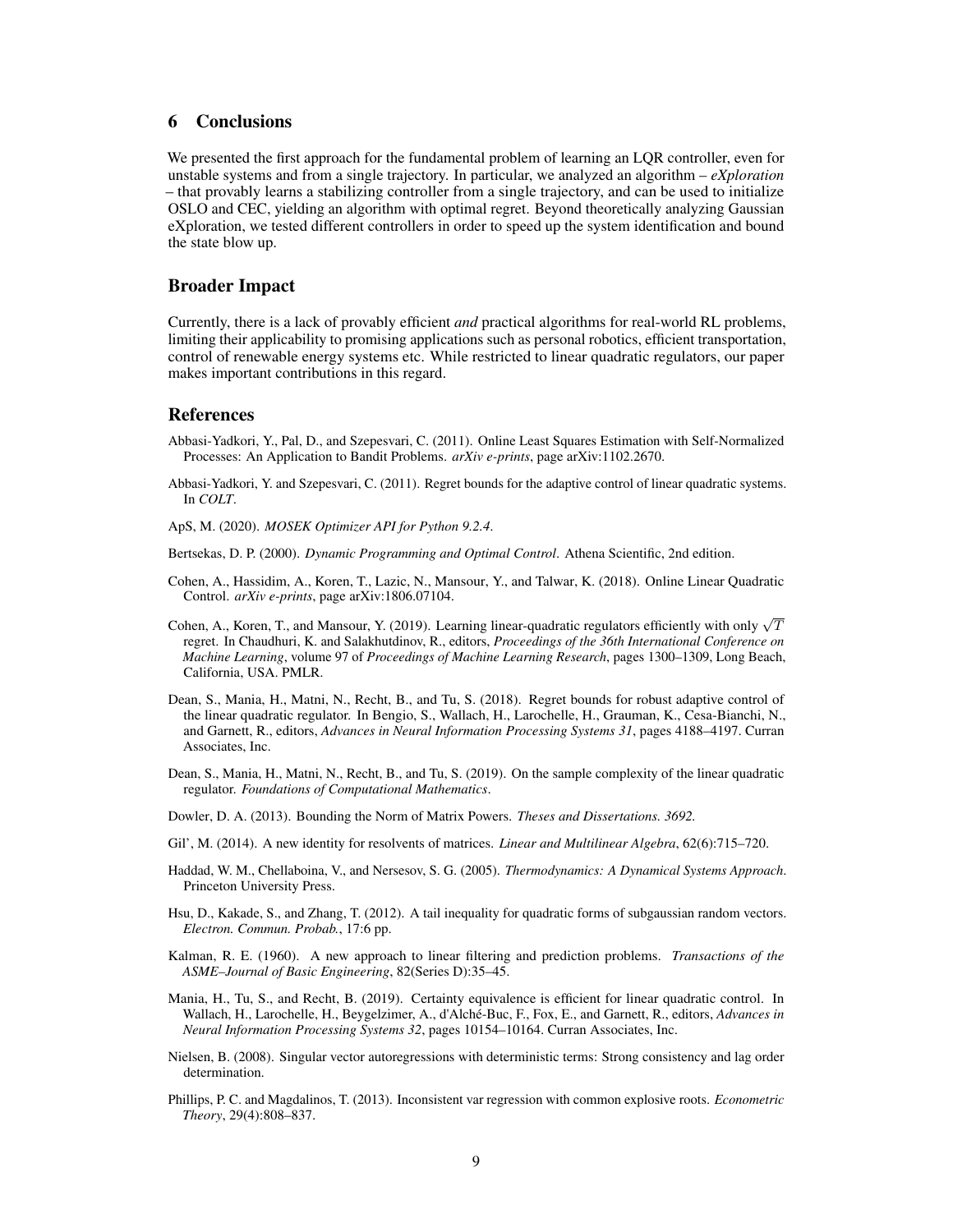## 6 Conclusions

We presented the first approach for the fundamental problem of learning an LQR controller, even for unstable systems and from a single trajectory. In particular, we analyzed an algorithm – *eXploration* – that provably learns a stabilizing controller from a single trajectory, and can be used to initialize OSLO and CEC, yielding an algorithm with optimal regret. Beyond theoretically analyzing Gaussian eXploration, we tested different controllers in order to speed up the system identification and bound the state blow up.

## Broader Impact

Currently, there is a lack of provably efficient *and* practical algorithms for real-world RL problems, limiting their applicability to promising applications such as personal robotics, efficient transportation, control of renewable energy systems etc. While restricted to linear quadratic regulators, our paper makes important contributions in this regard.

## References

Abbasi-Yadkori, Y., Pal, D., and Szepesvari, C. (2011). Online Least Squares Estimation with Self-Normalized Processes: An Application to Bandit Problems. *arXiv e-prints*, page arXiv:1102.2670.

Abbasi-Yadkori, Y. and Szepesvari, C. (2011). Regret bounds for the adaptive control of linear quadratic systems. In *COLT*.

ApS, M. (2020). *MOSEK Optimizer API for Python 9.2.4*.

Bertsekas, D. P. (2000). *Dynamic Programming and Optimal Control*. Athena Scientific, 2nd edition.

Cohen, A., Hassidim, A., Koren, T., Lazic, N., Mansour, Y., and Talwar, K. (2018). Online Linear Quadratic Control. *arXiv e-prints*, page arXiv:1806.07104.

Cohen, A., Koren, T., and Mansour, Y. (2019). Learning linear-quadratic regulators efficiently with only $\sqrt{T}$ regret. In Chaudhuri, K. and Salakhutdinov, R., editors, *Proceedings of the 36th International Conference on Machine Learning*, volume 97 of *Proceedings of Machine Learning Research*, pages 1300–1309, Long Beach, California, USA. PMLR.

Dean, S., Mania, H., Matni, N., Recht, B., and Tu, S. (2018). Regret bounds for robust adaptive control of the linear quadratic regulator. In Bengio, S., Wallach, H., Larochelle, H., Grauman, K., Cesa-Bianchi, N., and Garnett, R., editors, *Advances in Neural Information Processing Systems 31*, pages 4188–4197. Curran Associates, Inc.

Dean, S., Mania, H., Matni, N., Recht, B., and Tu, S. (2019). On the sample complexity of the linear quadratic regulator. *Foundations of Computational Mathematics*.

Dowler, D. A. (2013). Bounding the Norm of Matrix Powers. *Theses and Dissertations. 3692.*

Gil', M. (2014). A new identity for resolvents of matrices. *Linear and Multilinear Algebra*, 62(6):715–720.

Haddad, W. M., Chellaboina, V., and Nersesov, S. G. (2005). *Thermodynamics: A Dynamical Systems Approach*. Princeton University Press.

Hsu, D., Kakade, S., and Zhang, T. (2012). A tail inequality for quadratic forms of subgaussian random vectors. *Electron. Commun. Probab.*, 17:6 pp.

Kalman, R. E. (1960). A new approach to linear filtering and prediction problems. *Transactions of the ASME–Journal of Basic Engineering*, 82(Series D):35–45.

Mania, H., Tu, S., and Recht, B. (2019). Certainty equivalence is efficient for linear quadratic control. In Wallach, H., Larochelle, H., Beygelzimer, A., d'Alché-Buc, F., Fox, E., and Garnett, R., editors, *Advances in Neural Information Processing Systems 32*, pages 10154–10164. Curran Associates, Inc.

Nielsen, B. (2008). Singular vector autoregressions with deterministic terms: Strong consistency and lag order determination.

Phillips, P. C. and Magdalinos, T. (2013). Inconsistent var regression with common explosive roots. *Econometric Theory*, 29(4):808–837.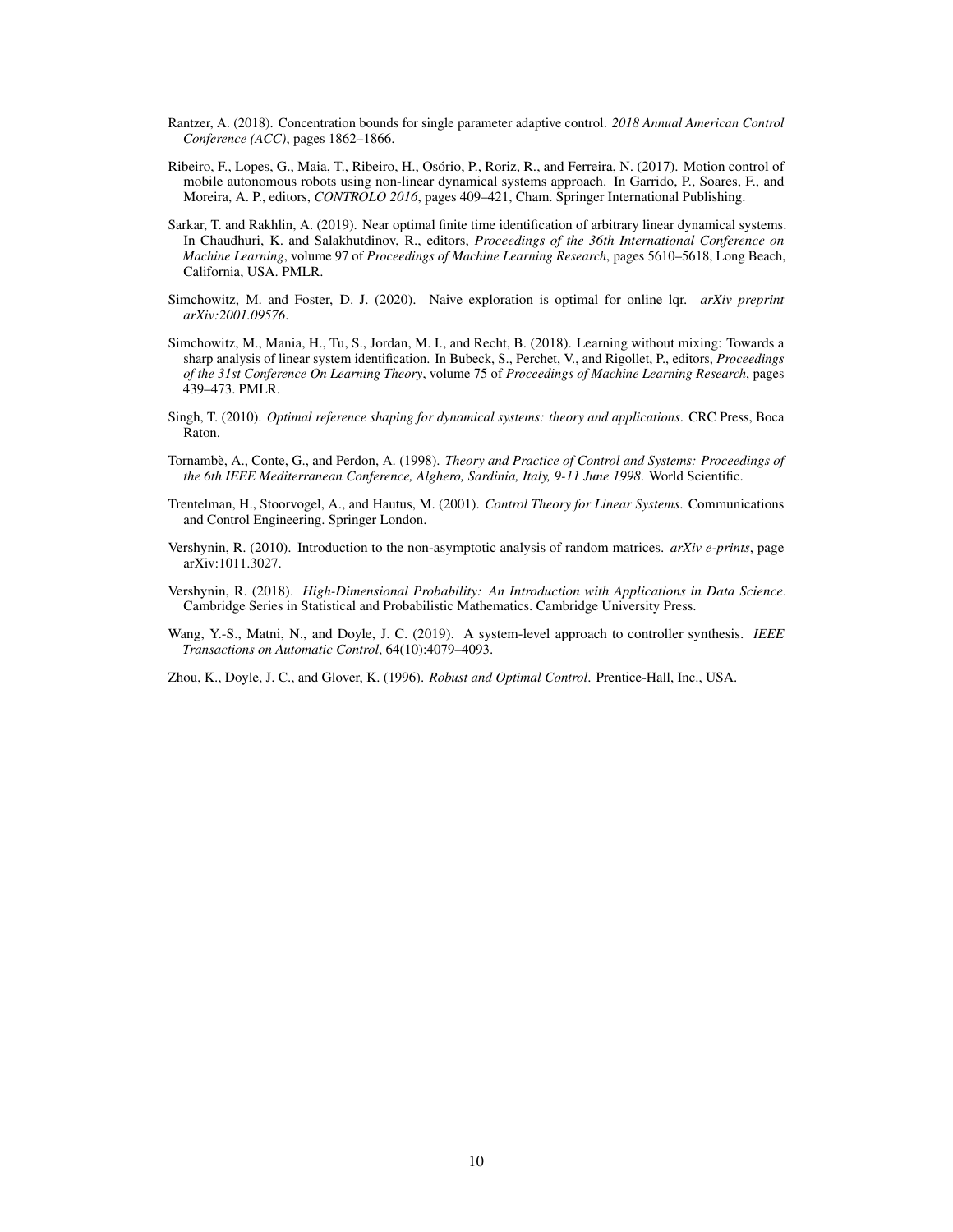Rantzer, A. (2018). Concentration bounds for single parameter adaptive control. *2018 Annual American Control Conference (ACC)*, pages 1862–1866.

Ribeiro, F., Lopes, G., Maia, T., Ribeiro, H., Osório, P., Roriz, R., and Ferreira, N. (2017). Motion control of mobile autonomous robots using non-linear dynamical systems approach. In Garrido, P., Soares, F., and Moreira, A. P., editors, *CONTROLO 2016*, pages 409–421, Cham. Springer International Publishing.

Sarkar, T. and Rakhlin, A. (2019). Near optimal finite time identification of arbitrary linear dynamical systems. In Chaudhuri, K. and Salakhutdinov, R., editors, *Proceedings of the 36th International Conference on Machine Learning*, volume 97 of *Proceedings of Machine Learning Research*, pages 5610–5618, Long Beach, California, USA. PMLR.

Simchowitz, M. and Foster, D. J. (2020). Naive exploration is optimal for online lqr. *arXiv preprint arXiv:2001.09576*.

Simchowitz, M., Mania, H., Tu, S., Jordan, M. I., and Recht, B. (2018). Learning without mixing: Towards a sharp analysis of linear system identification. In Bubeck, S., Perchet, V., and Rigollet, P., editors, *Proceedings of the 31st Conference On Learning Theory*, volume 75 of *Proceedings of Machine Learning Research*, pages 439–473. PMLR.

Singh, T. (2010). *Optimal reference shaping for dynamical systems: theory and applications*. CRC Press, Boca Raton.

Tornambè, A., Conte, G., and Perdon, A. (1998). *Theory and Practice of Control and Systems: Proceedings of the 6th IEEE Mediterranean Conference, Alghero, Sardinia, Italy, 9-11 June 1998*. World Scientific.

Trentelman, H., Stoorvogel, A., and Hautus, M. (2001). *Control Theory for Linear Systems*. Communications and Control Engineering. Springer London.

Vershynin, R. (2010). Introduction to the non-asymptotic analysis of random matrices. *arXiv e-prints*, page arXiv:1011.3027.

Vershynin, R. (2018). *High-Dimensional Probability: An Introduction with Applications in Data Science*. Cambridge Series in Statistical and Probabilistic Mathematics. Cambridge University Press.

Wang, Y.-S., Matni, N., and Doyle, J. C. (2019). A system-level approach to controller synthesis. *IEEE Transactions on Automatic Control*, 64(10):4079–4093.

Zhou, K., Doyle, J. C., and Glover, K. (1996). *Robust and Optimal Control*. Prentice-Hall, Inc., USA.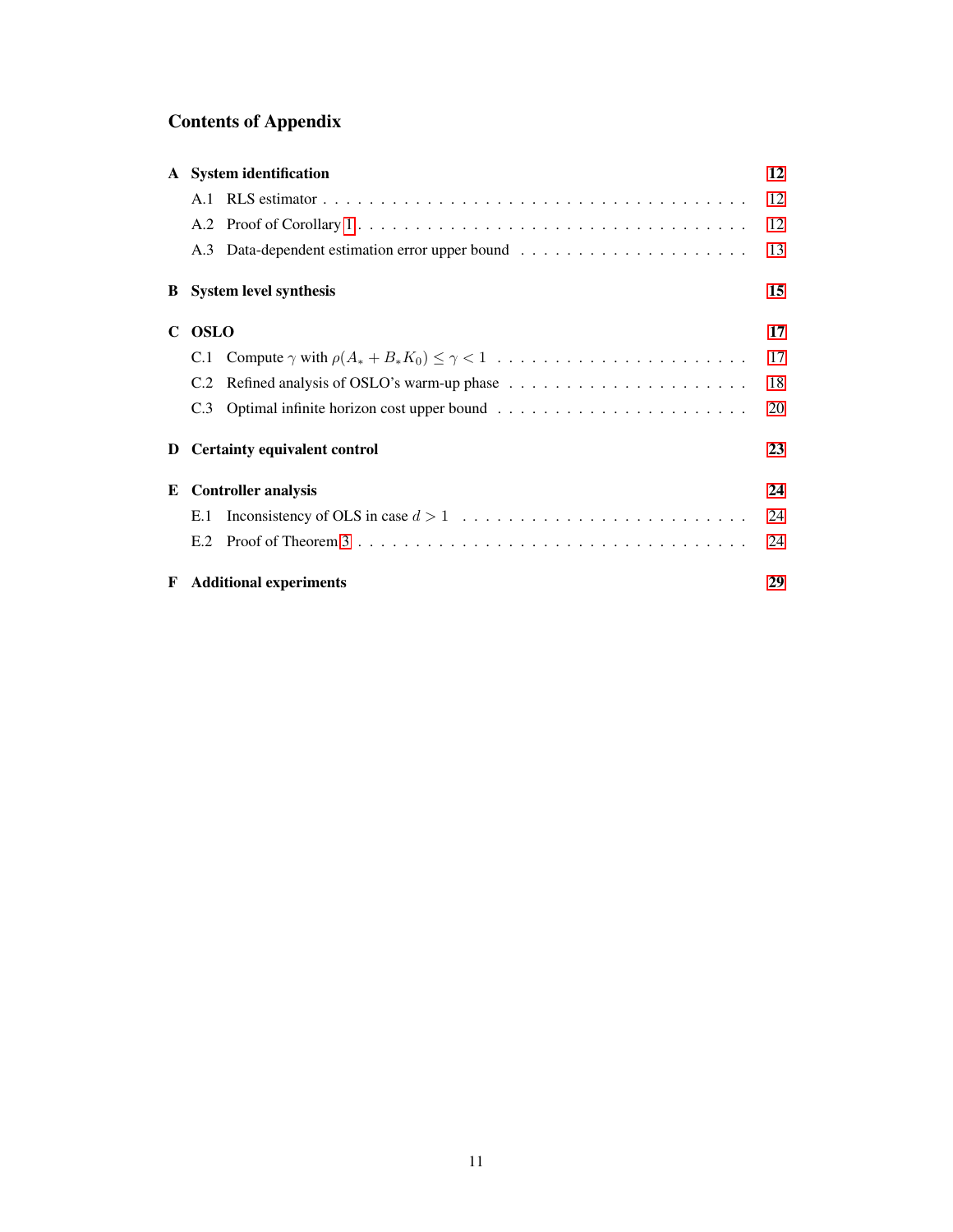# Contents of Appendix

**A System identification** — 12
- A.1 RLS estimator — 12
- A.2 Proof of Corollary 1 — 12
- A.3 Data-dependent estimation error upper bound — 13

**B System level synthesis** — 15

**C OSLO** — 17
- C.1 Compute $\gamma$ with $\rho(A_* + B_* K_0) \leq \gamma < 1$ — 17
- C.2 Refined analysis of OSLO's warm-up phase — 18
- C.3 Optimal infinite horizon cost upper bound — 20

**D Certainty equivalent control** — 23

**E Controller analysis** — 24
- E.1 Inconsistency of OLS in case $d > 1$ — 24
- E.2 Proof of Theorem 3 — 24

**F Additional experiments** — 29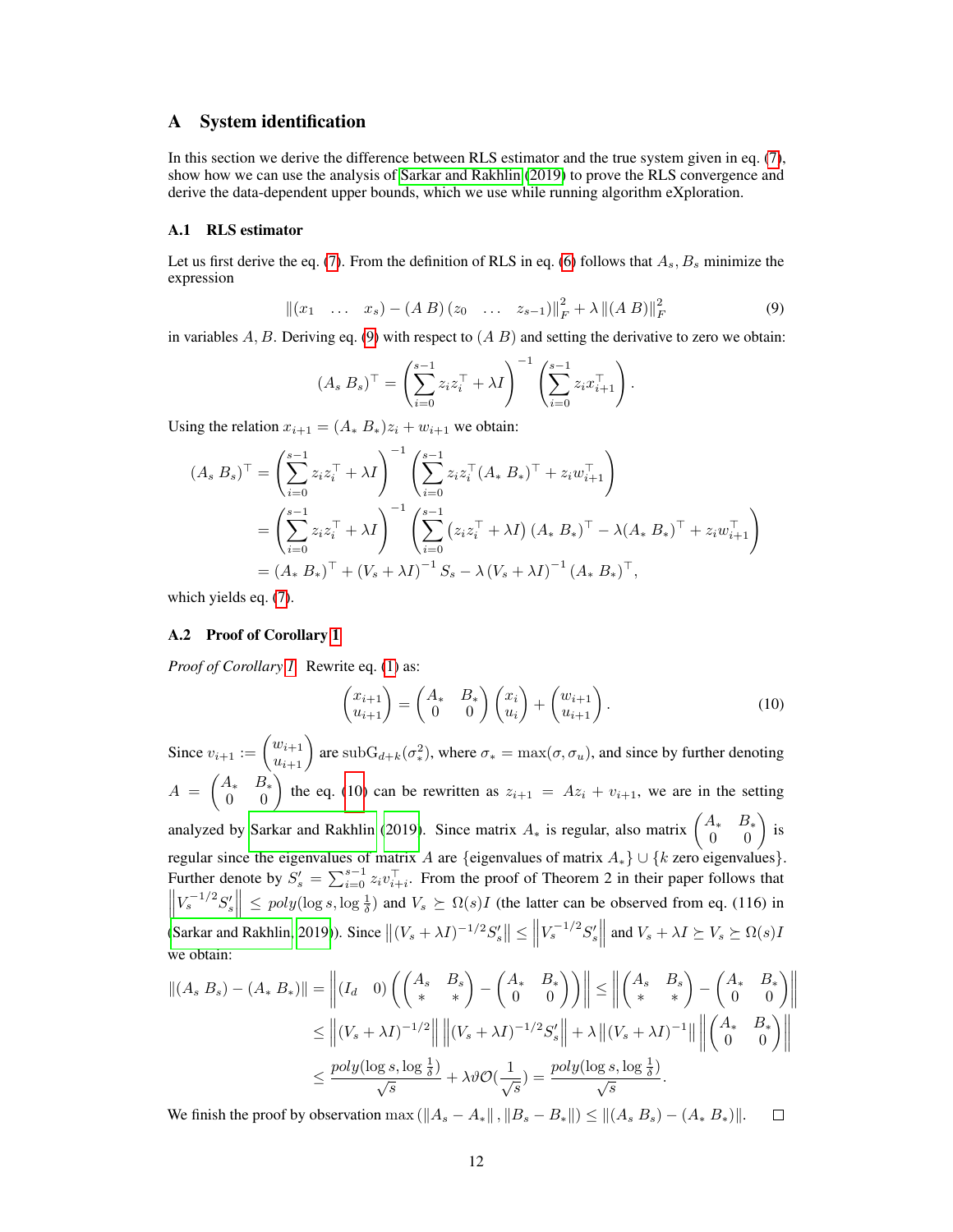# A System identification

In this section we derive the difference between RLS estimator and the true system given in eq. (7), show how we can use the analysis of Sarkar and Rakhlin (2019) to prove the RLS convergence and derive the data-dependent upper bounds, which we use while running algorithm eXploration.

## A.1 RLS estimator

Let us first derive the eq. (7). From the definition of RLS in eq. (6) follows that $A_s, B_s$ minimize the expression

$$\left\| (x_1 \quad \dots \quad x_s) - (A\ B)\,(z_0 \quad \dots \quad z_{s-1}) \right\|_F^2 + \lambda \left\| (A\ B) \right\|_F^2 \tag{9}$$

in variables $A, B$. Deriving eq. (9) with respect to $(A\ B)$ and setting the derivative to zero we obtain:

$$(A_s\ B_s)^\top = \left( \sum_{i=0}^{s-1} z_i z_i^\top + \lambda I \right)^{-1} \left( \sum_{i=0}^{s-1} z_i x_{i+1}^\top \right).$$

Using the relation $x_{i+1} = (A_*\ B_*) z_i + w_{i+1}$ we obtain:

$$\begin{aligned}
(A_s\ B_s)^\top &= \left( \sum_{i=0}^{s-1} z_i z_i^\top + \lambda I \right)^{-1} \left( \sum_{i=0}^{s-1} z_i z_i^\top (A_*\ B_*)^\top + z_i w_{i+1}^\top \right) \\
&= \left( \sum_{i=0}^{s-1} z_i z_i^\top + \lambda I \right)^{-1} \left( \sum_{i=0}^{s-1} \left( z_i z_i^\top + \lambda I \right) (A_*\ B_*)^\top - \lambda (A_*\ B_*)^\top + z_i w_{i+1}^\top \right) \\
&= (A_*\ B_*)^\top + (V_s + \lambda I)^{-1} S_s - \lambda (V_s + \lambda I)^{-1} (A_*\ B_*)^\top,
\end{aligned}$$

which yields eq. (7).

## A.2 Proof of Corollary 1

*Proof of Corollary 1.* Rewrite eq. (1) as:

$$\begin{pmatrix} x_{i+1} \\ u_{i+1} \end{pmatrix} = \begin{pmatrix} A_* & B_* \\ 0 & 0 \end{pmatrix} \begin{pmatrix} x_i \\ u_i \end{pmatrix} + \begin{pmatrix} w_{i+1} \\ u_{i+1} \end{pmatrix}. \tag{10}$$

Since $v_{i+1} := \begin{pmatrix} w_{i+1} \\ u_{i+1} \end{pmatrix}$ are $\mathrm{subG}_{d+k}(\sigma_*^2)$, where $\sigma_* = \max(\sigma, \sigma_u)$, and since by further denoting $A = \begin{pmatrix} A_* & B_* \\ 0 & 0 \end{pmatrix}$ the eq. (10) can be rewritten as $z_{i+1} = A z_i + v_{i+1}$, we are in the setting analyzed by Sarkar and Rakhlin (2019). Since matrix $A_*$ is regular, also matrix $\begin{pmatrix} A_* & B_* \\ 0 & 0 \end{pmatrix}$ is regular since the eigenvalues of matrix $A$ are $\{$eigenvalues of matrix $A_*\} \cup \{k$ zero eigenvalues$\}$. Further denote by $S'_s = \sum_{i=0}^{s-1} z_i v_{i+i}^\top$. From the proof of Theorem 2 in their paper follows that $\left\| V_s^{-1/2} S'_s \right\| \leq poly(\log s, \log \frac{1}{\delta})$ and $V_s \succeq \Omega(s) I$ (the latter can be observed from eq. (116) in (Sarkar and Rakhlin, 2019)). Since $\left\| (V_s + \lambda I)^{-1/2} S'_s \right\| \leq \left\| V_s^{-1/2} S'_s \right\|$ and $V_s + \lambda I \succeq V_s \succeq \Omega(s) I$ we obtain:

$$\begin{aligned}
\left\| (A_s\ B_s) - (A_*\ B_*) \right\| &= \left\| (I_d \quad 0) \left( \begin{pmatrix} A_s & B_s \\ * & * \end{pmatrix} - \begin{pmatrix} A_* & B_* \\ 0 & 0 \end{pmatrix} \right) \right\| \leq \left\| \begin{pmatrix} A_s & B_s \\ * & * \end{pmatrix} - \begin{pmatrix} A_* & B_* \\ 0 & 0 \end{pmatrix} \right\| \\
&\leq \left\| (V_s + \lambda I)^{-1/2} \right\| \left\| (V_s + \lambda I)^{-1/2} S'_s \right\| + \lambda \left\| (V_s + \lambda I)^{-1} \right\| \left\| \begin{pmatrix} A_* & B_* \\ 0 & 0 \end{pmatrix} \right\| \\
&\leq \frac{poly(\log s, \log \frac{1}{\delta})}{\sqrt{s}} + \lambda \vartheta \mathcal{O}\left(\frac{1}{\sqrt{s}}\right) = \frac{poly(\log s, \log \frac{1}{\delta})}{\sqrt{s}}.
\end{aligned}$$

We finish the proof by observation $\max \left( \left\| A_s - A_* \right\|, \left\| B_s - B_* \right\| \right) \leq \left\| (A_s\ B_s) - (A_*\ B_*) \right\|$. □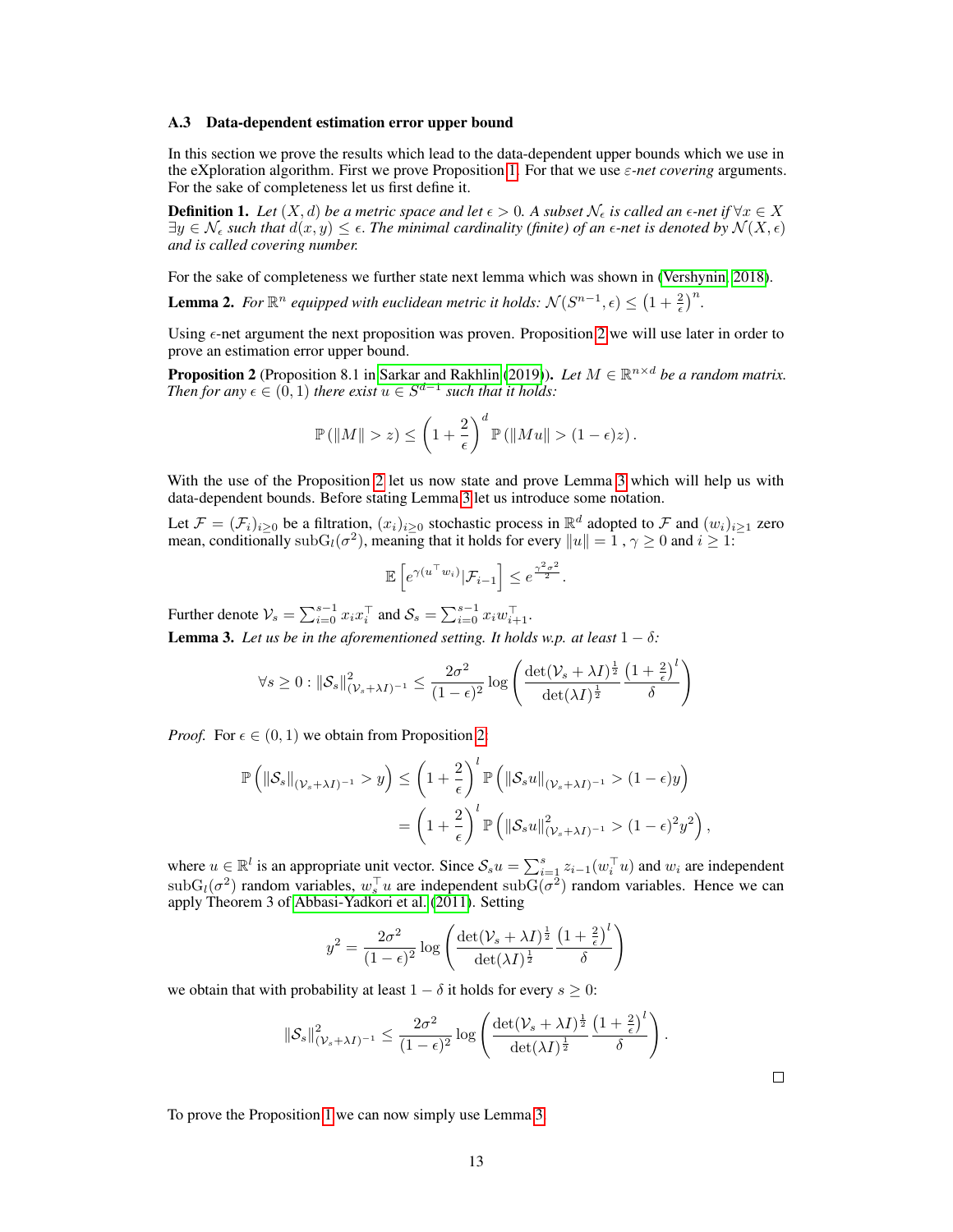### A.3 Data-dependent estimation error upper bound

In this section we prove the results which lead to the data-dependent upper bounds which we use in the eXploration algorithm. First we prove Proposition 1. For that we use *ε-net covering* arguments. For the sake of completeness let us first define it.

**Definition 1.** *Let $(X, d)$ be a metric space and let $\epsilon > 0$. A subset $\mathcal{N}_\epsilon$ is called an $\epsilon$-net if $\forall x \in X$ $\exists y \in \mathcal{N}_\epsilon$ such that $d(x, y) \leq \epsilon$. The minimal cardinality (finite) of an $\epsilon$-net is denoted by $\mathcal{N}(X, \epsilon)$ and is called covering number.*

For the sake of completeness we further state next lemma which was shown in (Vershynin, 2018).

**Lemma 2.** *For $\mathbb{R}^n$ equipped with euclidean metric it holds: $\mathcal{N}(S^{n-1}, \epsilon) \leq \left(1 + \frac{2}{\epsilon}\right)^n$.*

Using $\epsilon$-net argument the next proposition was proven. Proposition 2 we will use later in order to prove an estimation error upper bound.

**Proposition 2** (Proposition 8.1 in Sarkar and Rakhlin (2019)). *Let $M \in \mathbb{R}^{n \times d}$ be a random matrix. Then for any $\epsilon \in (0, 1)$ there exist $u \in S^{d-1}$ such that it holds:*

$$\mathbb{P}\left(\|M\| > z\right) \leq \left(1 + \frac{2}{\epsilon}\right)^d \mathbb{P}\left(\|Mu\| > (1 - \epsilon)z\right).$$

With the use of the Proposition 2 let us now state and prove Lemma 3 which will help us with data-dependent bounds. Before stating Lemma 3 let us introduce some notation.

Let $\mathcal{F} = (\mathcal{F}_i)_{i \geq 0}$ be a filtration, $(x_i)_{i \geq 0}$ stochastic process in $\mathbb{R}^d$ adopted to $\mathcal{F}$ and $(w_i)_{i \geq 1}$ zero mean, conditionally $\mathrm{subG}_l(\sigma^2)$, meaning that it holds for every $\|u\| = 1$, $\gamma \geq 0$ and $i \geq 1$:

$$\mathbb{E}\left[e^{\gamma(u^\top w_i)} | \mathcal{F}_{i-1}\right] \leq e^{\frac{\gamma^2 \sigma^2}{2}}.$$

Further denote $\mathcal{V}_s = \sum_{i=0}^{s-1} x_i x_i^\top$ and $\mathcal{S}_s = \sum_{i=0}^{s-1} x_i w_{i+1}^\top$.

**Lemma 3.** *Let us be in the aforementioned setting. It holds w.p. at least $1 - \delta$:*

$$\forall s \geq 0 : \|\mathcal{S}_s\|^2_{(\mathcal{V}_s + \lambda I)^{-1}} \leq \frac{2\sigma^2}{(1 - \epsilon)^2} \log\left(\frac{\det(\mathcal{V}_s + \lambda I)^{\frac{1}{2}}}{\det(\lambda I)^{\frac{1}{2}}} \frac{\left(1 + \frac{2}{\epsilon}\right)^l}{\delta}\right)$$

*Proof.* For $\epsilon \in (0, 1)$ we obtain from Proposition 2

$$\begin{aligned}
\mathbb{P}\left(\|\mathcal{S}_s\|_{(\mathcal{V}_s + \lambda I)^{-1}} > y\right) &\leq \left(1 + \frac{2}{\epsilon}\right)^l \mathbb{P}\left(\|\mathcal{S}_s u\|_{(\mathcal{V}_s + \lambda I)^{-1}} > (1 - \epsilon)y\right) \\
&= \left(1 + \frac{2}{\epsilon}\right)^l \mathbb{P}\left(\|\mathcal{S}_s u\|^2_{(\mathcal{V}_s + \lambda I)^{-1}} > (1 - \epsilon)^2 y^2\right),
\end{aligned}$$

where $u \in \mathbb{R}^l$ is an appropriate unit vector. Since $\mathcal{S}_s u = \sum_{i=1}^{s} z_{i-1}(w_i^\top u)$ and $w_i$ are independent $\mathrm{subG}_l(\sigma^2)$ random variables, $w_s^\top u$ are independent $\mathrm{subG}(\sigma^2)$ random variables. Hence we can apply Theorem 3 of Abbasi-Yadkori et al. (2011). Setting

$$y^2 = \frac{2\sigma^2}{(1 - \epsilon)^2} \log\left(\frac{\det(\mathcal{V}_s + \lambda I)^{\frac{1}{2}}}{\det(\lambda I)^{\frac{1}{2}}} \frac{\left(1 + \frac{2}{\epsilon}\right)^l}{\delta}\right)$$

we obtain that with probability at least $1 - \delta$ it holds for every $s \geq 0$:

$$\|\mathcal{S}_s\|^2_{(\mathcal{V}_s + \lambda I)^{-1}} \leq \frac{2\sigma^2}{(1 - \epsilon)^2} \log\left(\frac{\det(\mathcal{V}_s + \lambda I)^{\frac{1}{2}}}{\det(\lambda I)^{\frac{1}{2}}} \frac{\left(1 + \frac{2}{\epsilon}\right)^l}{\delta}\right).$$

□

To prove the Proposition 1 we can now simply use Lemma 3.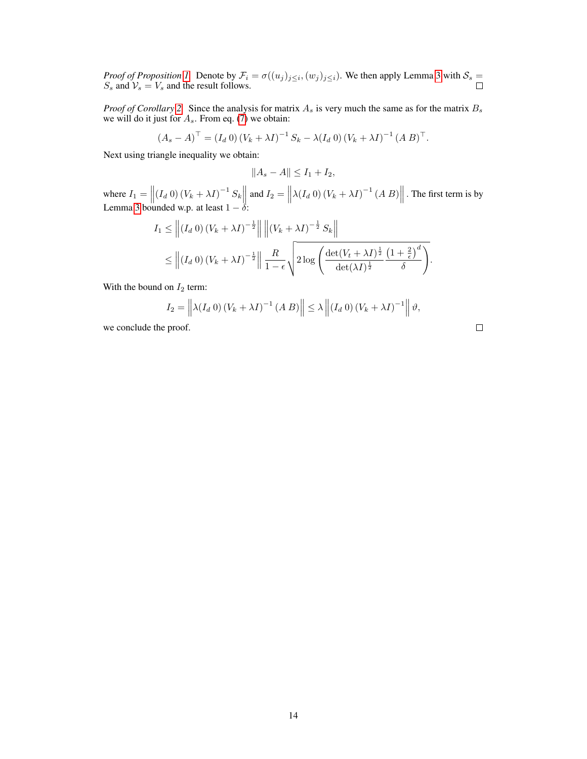*Proof of Proposition 1.* Denote by $\mathcal{F}_i = \sigma((u_j)_{j \le i}, (w_j)_{j \le i})$. We then apply Lemma 3 with $\mathcal{S}_s = S_s$ and $\mathcal{V}_s = V_s$ and the result follows. □

*Proof of Corollary 2.* Since the analysis for matrix $A_s$ is very much the same as for the matrix $B_s$ we will do it just for $A_s$. From eq. (7) we obtain:

$$(A_s - A)^\top = (I_d \; 0) \, (V_k + \lambda I)^{-1} \, S_k - \lambda (I_d \; 0) \, (V_k + \lambda I)^{-1} \, (A \; B)^\top.$$

Next using triangle inequality we obtain:

$$\|A_s - A\| \le I_1 + I_2,$$

where $I_1 = \left\| (I_d \; 0) \, (V_k + \lambda I)^{-1} \, S_k \right\|$ and $I_2 = \left\| \lambda (I_d \; 0) \, (V_k + \lambda I)^{-1} \, (A \; B) \right\|$. The first term is by Lemma 3 bounded w.p. at least $1 - \delta$:

$$\begin{aligned}
I_1 &\le \left\| (I_d \; 0) \, (V_k + \lambda I)^{-\frac{1}{2}} \right\| \left\| (V_k + \lambda I)^{-\frac{1}{2}} \, S_k \right\| \\
&\le \left\| (I_d \; 0) \, (V_k + \lambda I)^{-\frac{1}{2}} \right\| \frac{R}{1 - \epsilon} \sqrt{2 \log \left( \frac{\det(V_t + \lambda I)^{\frac{1}{2}}}{\det(\lambda I)^{\frac{1}{2}}} \frac{\left(1 + \frac{2}{\epsilon}\right)^d}{\delta} \right)}.
\end{aligned}$$

With the bound on $I_2$ term:

$$I_2 = \left\| \lambda (I_d \; 0) \, (V_k + \lambda I)^{-1} \, (A \; B) \right\| \le \lambda \left\| (I_d \; 0) \, (V_k + \lambda I)^{-1} \right\| \vartheta,$$

we conclude the proof. □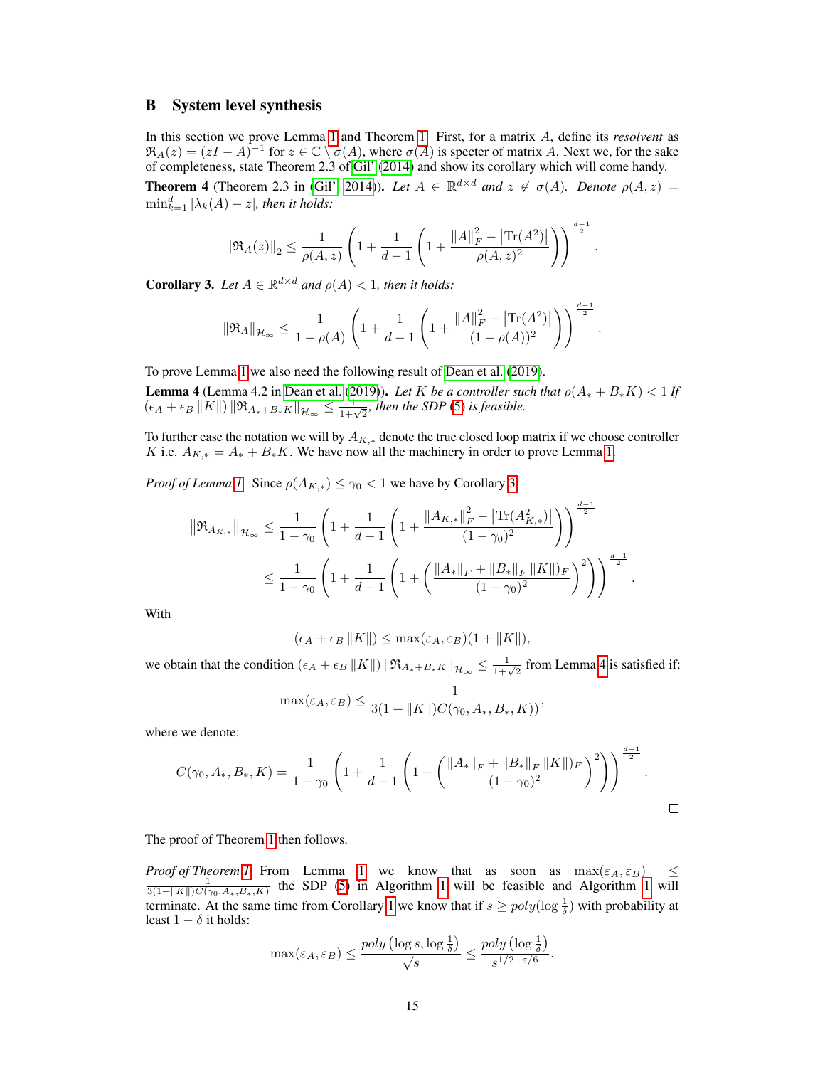## B System level synthesis

In this section we prove Lemma 1 and Theorem 1. First, for a matrix $A$, define its *resolvent* as $\mathfrak{R}_A(z) = (zI - A)^{-1}$ for $z \in \mathbb{C} \setminus \sigma(A)$, where $\sigma(A)$ is specter of matrix $A$. Next we, for the sake of completeness, state Theorem 2.3 of Gil' (2014) and show its corollary which will come handy.

**Theorem 4** (Theorem 2.3 in (Gil', 2014)). *Let $A \in \mathbb{R}^{d \times d}$ and $z \notin \sigma(A)$. Denote $\rho(A, z) = \min_{k=1}^{d} |\lambda_k(A) - z|$, then it holds:*

$$
\|\mathfrak{R}_A(z)\|_2 \leq \frac{1}{\rho(A, z)} \left(1 + \frac{1}{d-1}\left(1 + \frac{\|A\|_F^2 - \left|\mathrm{Tr}(A^2)\right|}{\rho(A, z)^2}\right)\right)^{\frac{d-1}{2}}.
$$

**Corollary 3.** *Let $A \in \mathbb{R}^{d \times d}$ and $\rho(A) < 1$, then it holds:*

$$
\|\mathfrak{R}_A\|_{\mathcal{H}_\infty} \leq \frac{1}{1 - \rho(A)} \left(1 + \frac{1}{d-1}\left(1 + \frac{\|A\|_F^2 - \left|\mathrm{Tr}(A^2)\right|}{(1 - \rho(A))^2}\right)\right)^{\frac{d-1}{2}}.
$$

To prove Lemma 1 we also need the following result of Dean et al. (2019).

**Lemma 4** (Lemma 4.2 in Dean et al. (2019)). *Let $K$ be a controller such that $\rho(A_* + B_* K) < 1$ If $(\epsilon_A + \epsilon_B \|K\|) \|\mathfrak{R}_{A_* + B_* K}\|_{\mathcal{H}_\infty} \leq \frac{1}{1+\sqrt{2}}$, then the SDP (5) is feasible.*

To further ease the notation we will by $A_{K,*}$ denote the true closed loop matrix if we choose controller $K$ i.e. $A_{K,*} = A_* + B_* K$. We have now all the machinery in order to prove Lemma 1.

*Proof of Lemma 1.* Since $\rho(A_{K,*}) \leq \gamma_0 < 1$ we have by Corollary 3:

$$
\begin{aligned}
\left\|\mathfrak{R}_{A_{K,*}}\right\|_{\mathcal{H}_\infty} &\leq \frac{1}{1 - \gamma_0} \left(1 + \frac{1}{d-1}\left(1 + \frac{\|A_{K,*}\|_F^2 - \left|\mathrm{Tr}(A_{K,*}^2)\right|}{(1 - \gamma_0)^2}\right)\right)^{\frac{d-1}{2}} \\
&\leq \frac{1}{1 - \gamma_0} \left(1 + \frac{1}{d-1}\left(1 + \left(\frac{\|A_*\|_F + \|B_*\|_F \|K\|)_F}{(1 - \gamma_0)^2}\right)^2\right)\right)^{\frac{d-1}{2}}.
\end{aligned}
$$

With

$$
(\epsilon_A + \epsilon_B \|K\|) \leq \max(\varepsilon_A, \varepsilon_B)(1 + \|K\|),
$$

we obtain that the condition $(\epsilon_A + \epsilon_B \|K\|) \|\mathfrak{R}_{A_* + B_* K}\|_{\mathcal{H}_\infty} \leq \frac{1}{1+\sqrt{2}}$ from Lemma 4 is satisfied if:

$$
\max(\varepsilon_A, \varepsilon_B) \leq \frac{1}{3(1 + \|K\|)C(\gamma_0, A_*, B_*, K))},
$$

where we denote:

$$
C(\gamma_0, A_*, B_*, K) = \frac{1}{1 - \gamma_0} \left(1 + \frac{1}{d-1}\left(1 + \left(\frac{\|A_*\|_F + \|B_*\|_F \|K\|)_F}{(1 - \gamma_0)^2}\right)^2\right)\right)^{\frac{d-1}{2}}.
$$

∎

The proof of Theorem 1 then follows.

*Proof of Theorem 1.* From Lemma 1 we know that as soon as $\max(\varepsilon_A, \varepsilon_B) \leq \frac{1}{3(1+\|K\|)C(\gamma_0, A_*, B_*, K)}$ the SDP (5) in Algorithm 1 will be feasible and Algorithm 1 will terminate. At the same time from Corollary 1 we know that if $s \geq poly(\log \frac{1}{\delta})$ with probability at least $1 - \delta$ it holds:

$$
\max(\varepsilon_A, \varepsilon_B) \leq \frac{poly\left(\log s, \log \frac{1}{\delta}\right)}{\sqrt{s}} \leq \frac{poly\left(\log \frac{1}{\delta}\right)}{s^{1/2 - \varepsilon/6}}.
$$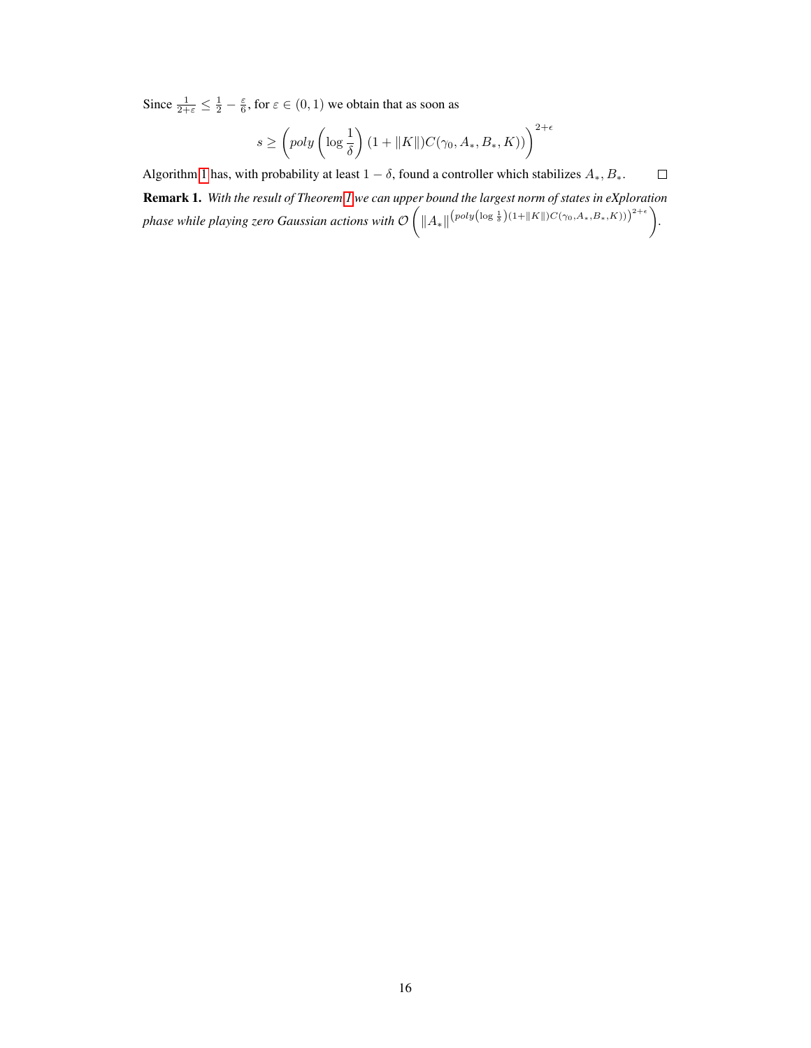Since $\frac{1}{2+\varepsilon} \leq \frac{1}{2} - \frac{\varepsilon}{6}$, for $\varepsilon \in (0,1)$ we obtain that as soon as

$$s \geq \left( poly\left(\log \frac{1}{\delta}\right)(1 + \|K\|)C(\gamma_0, A_*, B_*, K)\right)^{2+\epsilon}$$

Algorithm 1 has, with probability at least $1 - \delta$, found a controller which stabilizes $A_*, B_*$. $\square$

**Remark 1.** *With the result of Theorem 1 we can upper bound the largest norm of states in eXploration phase while playing zero Gaussian actions with* $\mathcal{O}\left( \|A_*\|^{\left(poly\left(\log \frac{1}{\delta}\right)(1+\|K\|)C(\gamma_0, A_*, B_*, K)\right)^{2+\epsilon}} \right)$.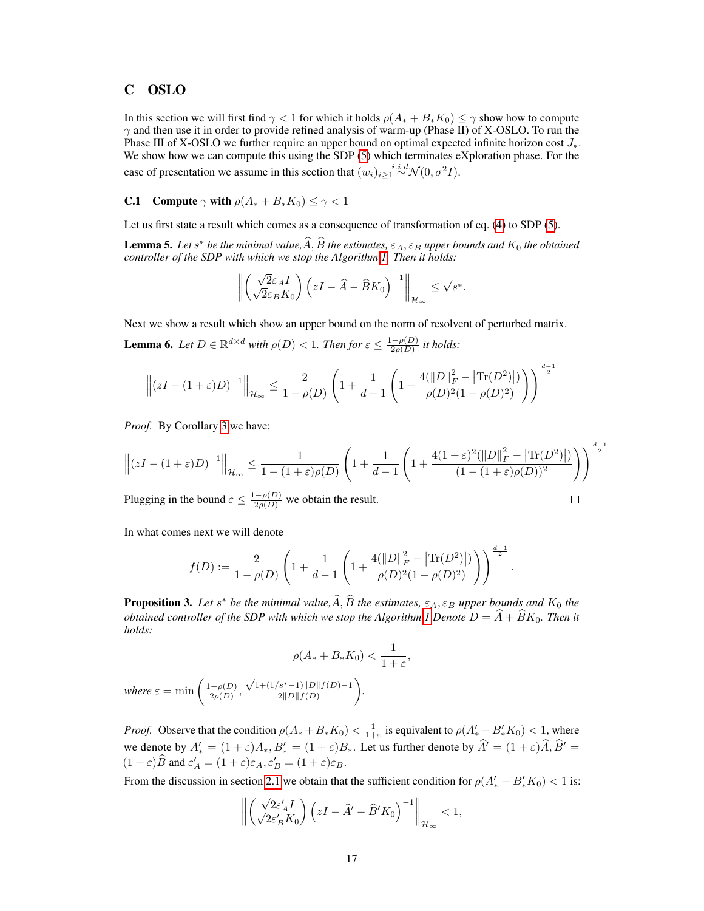## C OSLO

In this section we will first find $\gamma < 1$ for which it holds $\rho(A_* + B_* K_0) \le \gamma$ show how to compute $\gamma$ and then use it in order to provide refined analysis of warm-up (Phase II) of X-OSLO. To run the Phase III of X-OSLO we further require an upper bound on optimal expected infinite horizon cost $J_*$. We show how we can compute this using the SDP (5) which terminates eXploration phase. For the ease of presentation we assume in this section that $(w_i)_{i\ge 1} \overset{i.i.d.}{\sim} \mathcal{N}(0, \sigma^2 I)$.

### C.1 Compute $\gamma$ with $\rho(A_* + B_* K_0) \le \gamma < 1$

Let us first state a result which comes as a consequence of transformation of eq. (4) to SDP (5).

**Lemma 5.** *Let $s^*$ be the minimal value, $\widehat{A}, \widehat{B}$ the estimates, $\varepsilon_A, \varepsilon_B$ upper bounds and $K_0$ the obtained controller of the SDP with which we stop the Algorithm 1. Then it holds:*

$$\left\| \begin{pmatrix} \sqrt{2}\varepsilon_A I \\ \sqrt{2}\varepsilon_B K_0 \end{pmatrix} \left(zI - \widehat{A} - \widehat{B}K_0\right)^{-1} \right\|_{\mathcal{H}_\infty} \le \sqrt{s^*}.$$

Next we show a result which show an upper bound on the norm of resolvent of perturbed matrix.

**Lemma 6.** *Let $D \in \mathbb{R}^{d\times d}$ with $\rho(D) < 1$. Then for $\varepsilon \le \frac{1-\rho(D)}{2\rho(D)}$ it holds:*

$$\left\| (zI - (1+\varepsilon)D)^{-1} \right\|_{\mathcal{H}_\infty} \le \frac{2}{1-\rho(D)} \left(1 + \frac{1}{d-1}\left(1 + \frac{4(\|D\|_F^2 - |\mathrm{Tr}(D^2)|)}{\rho(D)^2(1-\rho(D)^2)}\right)\right)^{\frac{d-1}{2}}$$

*Proof.* By Corollary 3 we have:

$$\left\| (zI - (1+\varepsilon)D)^{-1} \right\|_{\mathcal{H}_\infty} \le \frac{1}{1-(1+\varepsilon)\rho(D)} \left(1 + \frac{1}{d-1}\left(1 + \frac{4(1+\varepsilon)^2(\|D\|_F^2 - |\mathrm{Tr}(D^2)|)}{(1-(1+\varepsilon)\rho(D))^2}\right)\right)^{\frac{d-1}{2}}$$

Plugging in the bound $\varepsilon \le \frac{1-\rho(D)}{2\rho(D)}$ we obtain the result. ∎

In what comes next we will denote

$$f(D) := \frac{2}{1-\rho(D)} \left(1 + \frac{1}{d-1}\left(1 + \frac{4(\|D\|_F^2 - |\mathrm{Tr}(D^2)|)}{\rho(D)^2(1-\rho(D)^2)}\right)\right)^{\frac{d-1}{2}}.$$

**Proposition 3.** *Let $s^*$ be the minimal value, $\widehat{A}, \widehat{B}$ the estimates, $\varepsilon_A, \varepsilon_B$ upper bounds and $K_0$ the obtained controller of the SDP with which we stop the Algorithm 1 Denote $D = \widehat{A} + \widehat{B}K_0$. Then it holds:*

$$\rho(A_* + B_* K_0) < \frac{1}{1+\varepsilon},$$

*where* $\varepsilon = \min\left(\frac{1-\rho(D)}{2\rho(D)}, \frac{\sqrt{1+(1/s^*-1)\|D\|f(D)}-1}{2\|D\|f(D)}\right)$.

*Proof.* Observe that the condition $\rho(A_* + B_* K_0) < \frac{1}{1+\varepsilon}$ is equivalent to $\rho(A'_* + B'_* K_0) < 1$, where we denote by $A'_* = (1+\varepsilon)A_*, B'_* = (1+\varepsilon)B_*$. Let us further denote by $\widehat{A}' = (1+\varepsilon)\widehat{A}, \widehat{B}' = (1+\varepsilon)\widehat{B}$ and $\varepsilon'_A = (1+\varepsilon)\varepsilon_A, \varepsilon'_B = (1+\varepsilon)\varepsilon_B$.

From the discussion in section 2.1 we obtain that the sufficient condition for $\rho(A'_* + B'_* K_0) < 1$ is:

$$\left\| \begin{pmatrix} \sqrt{2}\varepsilon'_A I \\ \sqrt{2}\varepsilon'_B K_0 \end{pmatrix} \left(zI - \widehat{A}' - \widehat{B}'K_0\right)^{-1} \right\|_{\mathcal{H}_\infty} < 1,$$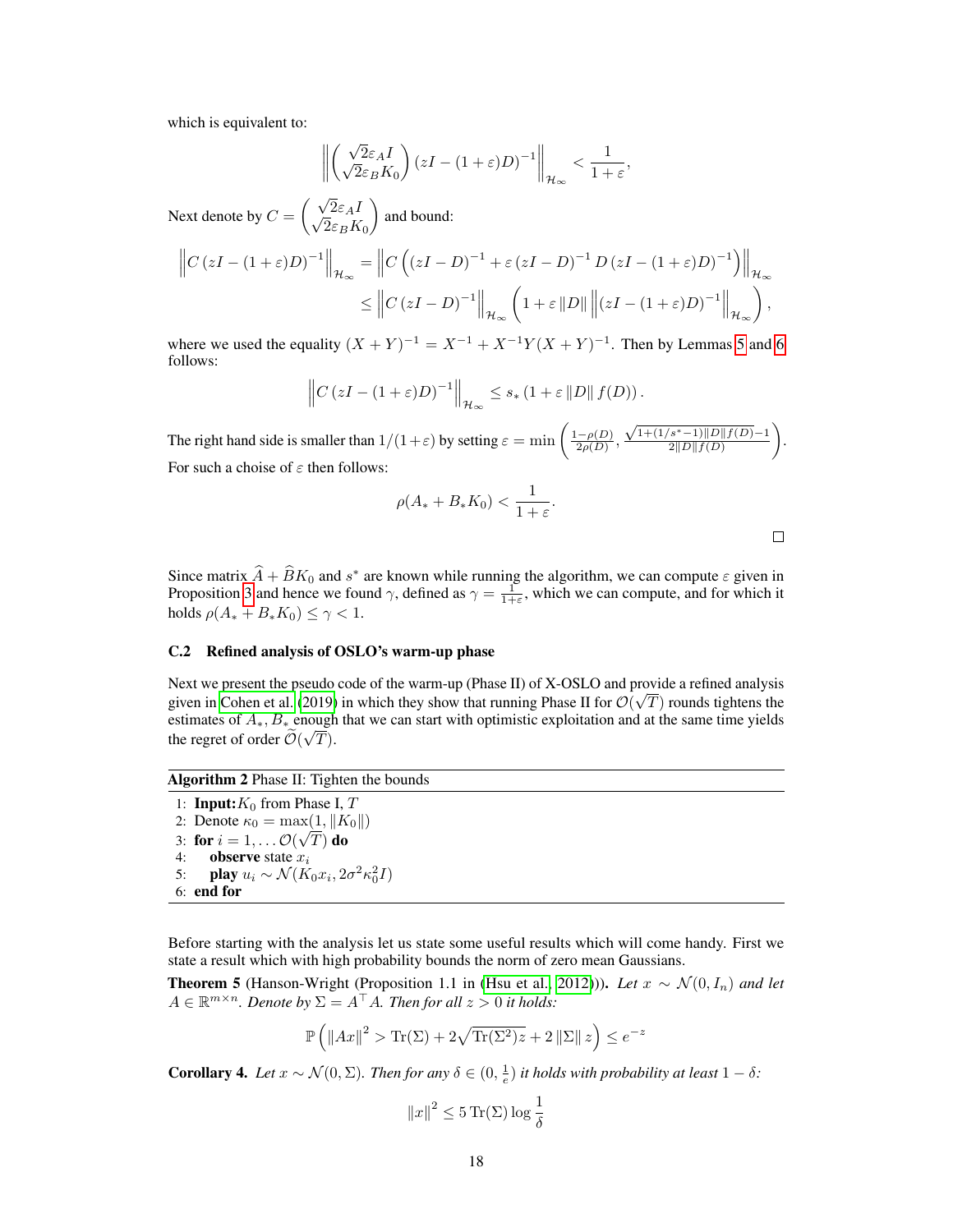which is equivalent to:

$$\left\| \begin{pmatrix} \sqrt{2}\varepsilon_A I \\ \sqrt{2}\varepsilon_B K_0 \end{pmatrix} (zI - (1+\varepsilon)D)^{-1} \right\|_{\mathcal{H}_\infty} < \frac{1}{1+\varepsilon},$$

Next denote by $C = \begin{pmatrix} \sqrt{2}\varepsilon_A I \\ \sqrt{2}\varepsilon_B K_0 \end{pmatrix}$ and bound:

$$\begin{aligned}
\left\| C \left(zI - (1+\varepsilon)D\right)^{-1} \right\|_{\mathcal{H}_\infty} &= \left\| C \left( (zI - D)^{-1} + \varepsilon \left(zI - D\right)^{-1} D \left(zI - (1+\varepsilon)D\right)^{-1} \right) \right\|_{\mathcal{H}_\infty} \\
&\leq \left\| C \left(zI - D\right)^{-1} \right\|_{\mathcal{H}_\infty} \left( 1 + \varepsilon \left\| D \right\| \left\| \left(zI - (1+\varepsilon)D\right)^{-1} \right\|_{\mathcal{H}_\infty} \right),
\end{aligned}$$

where we used the equality $(X+Y)^{-1} = X^{-1} + X^{-1}Y(X+Y)^{-1}$. Then by Lemmas 5 and 6 follows:

$$\left\| C \left(zI - (1+\varepsilon)D\right)^{-1} \right\|_{\mathcal{H}_\infty} \leq s_* \left(1 + \varepsilon \left\| D \right\| f(D)\right).$$

The right hand side is smaller than $1/(1+\varepsilon)$ by setting $\varepsilon = \min\left( \frac{1-\rho(D)}{2\rho(D)}, \frac{\sqrt{1+(1/s^*-1)\|D\| f(D)}-1}{2\|D\| f(D)} \right)$. For such a choise of $\varepsilon$ then follows:

$$\rho(A_* + B_* K_0) < \frac{1}{1+\varepsilon}.$$

□

Since matrix $\widehat{A} + \widehat{B}K_0$ and $s^*$ are known while running the algorithm, we can compute $\varepsilon$ given in Proposition 3 and hence we found $\gamma$, defined as $\gamma = \frac{1}{1+\varepsilon}$, which we can compute, and for which it holds $\rho(A_* + B_* K_0) \leq \gamma < 1$.

### C.2 Refined analysis of OSLO's warm-up phase

Next we present the pseudo code of the warm-up (Phase II) of X-OSLO and provide a refined analysis given in Cohen et al. (2019) in which they show that running Phase II for $\mathcal{O}(\sqrt{T})$ rounds tightens the estimates of $A_*, B_*$ enough that we can start with optimistic exploitation and at the same time yields the regret of order $\widetilde{\mathcal{O}}(\sqrt{T})$.

**Algorithm 2** Phase II: Tighten the bounds

```
1: Input: K_0 from Phase I, T
2: Denote κ_0 = max(1, ||K_0||)
3: for i = 1, ... O(√T) do
4:     observe state x_i
5:     play u_i ~ N(K_0 x_i, 2σ^2 κ_0^2 I)
6: end for
```

Before starting with the analysis let us state some useful results which will come handy. First we state a result which with high probability bounds the norm of zero mean Gaussians.

**Theorem 5** (Hanson-Wright (Proposition 1.1 in (Hsu et al., 2012))). *Let $x \sim \mathcal{N}(0, I_n)$ and let $A \in \mathbb{R}^{m \times n}$. Denote by $\Sigma = A^\top A$. Then for all $z > 0$ it holds:*

$$\mathbb{P}\left( \left\| Ax \right\|^2 > \mathrm{Tr}(\Sigma) + 2\sqrt{\mathrm{Tr}(\Sigma^2) z} + 2\left\| \Sigma \right\| z \right) \leq e^{-z}$$

**Corollary 4.** *Let $x \sim \mathcal{N}(0, \Sigma)$. Then for any $\delta \in (0, \frac{1}{e})$ it holds with probability at least $1 - \delta$:*

$$\left\| x \right\|^2 \leq 5\, \mathrm{Tr}(\Sigma) \log \frac{1}{\delta}$$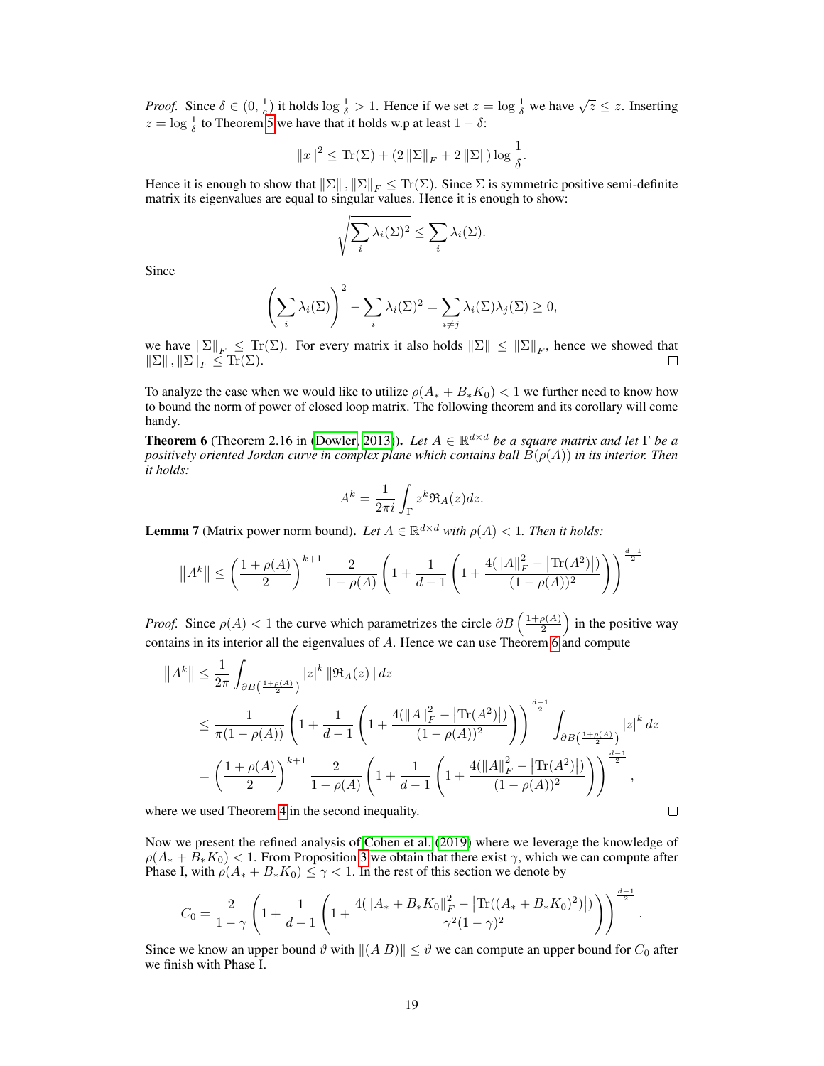*Proof.* Since $\delta \in (0, \frac{1}{e})$ it holds $\log \frac{1}{\delta} > 1$. Hence if we set $z = \log \frac{1}{\delta}$ we have $\sqrt{z} \leq z$. Inserting $z = \log \frac{1}{\delta}$ to Theorem 5 we have that it holds w.p at least $1 - \delta$:

$$\|x\|^2 \leq \mathrm{Tr}(\Sigma) + (2\|\Sigma\|_F + 2\|\Sigma\|) \log \frac{1}{\delta}.$$

Hence it is enough to show that $\|\Sigma\|, \|\Sigma\|_F \leq \mathrm{Tr}(\Sigma)$. Since $\Sigma$ is symmetric positive semi-definite matrix its eigenvalues are equal to singular values. Hence it is enough to show:

$$\sqrt{\sum_i \lambda_i(\Sigma)^2} \leq \sum_i \lambda_i(\Sigma).$$

Since

$$\left(\sum_i \lambda_i(\Sigma)\right)^2 - \sum_i \lambda_i(\Sigma)^2 = \sum_{i \neq j} \lambda_i(\Sigma)\lambda_j(\Sigma) \geq 0,$$

we have $\|\Sigma\|_F \leq \mathrm{Tr}(\Sigma)$. For every matrix it also holds $\|\Sigma\| \leq \|\Sigma\|_F$, hence we showed that $\|\Sigma\|, \|\Sigma\|_F \leq \mathrm{Tr}(\Sigma)$. ∎

To analyze the case when we would like to utilize $\rho(A_* + B_* K_0) < 1$ we further need to know how to bound the norm of power of closed loop matrix. The following theorem and its corollary will come handy.

**Theorem 6** (Theorem 2.16 in (Dowler, 2013)). *Let $A \in \mathbb{R}^{d \times d}$ be a square matrix and let $\Gamma$ be a positively oriented Jordan curve in complex plane which contains ball $B(\rho(A))$ in its interior. Then it holds:*

$$A^k = \frac{1}{2\pi i} \int_\Gamma z^k \mathfrak{R}_A(z) dz.$$

**Lemma 7** (Matrix power norm bound). *Let $A \in \mathbb{R}^{d \times d}$ with $\rho(A) < 1$. Then it holds:*

$$\left\|A^k\right\| \leq \left(\frac{1 + \rho(A)}{2}\right)^{k+1} \frac{2}{1 - \rho(A)} \left(1 + \frac{1}{d-1}\left(1 + \frac{4(\|A\|_F^2 - \left|\mathrm{Tr}(A^2)\right|)}{(1 - \rho(A))^2}\right)\right)^{\frac{d-1}{2}}$$

*Proof.* Since $\rho(A) < 1$ the curve which parametrizes the circle $\partial B\left(\frac{1+\rho(A)}{2}\right)$ in the positive way contains in its interior all the eigenvalues of $A$. Hence we can use Theorem 6 and compute

$$\begin{aligned}
\left\|A^k\right\| &\leq \frac{1}{2\pi} \int_{\partial B\left(\frac{1+\rho(A)}{2}\right)} |z|^k \left\|\mathfrak{R}_A(z)\right\| dz \\
&\leq \frac{1}{\pi(1 - \rho(A))} \left(1 + \frac{1}{d-1}\left(1 + \frac{4(\|A\|_F^2 - \left|\mathrm{Tr}(A^2)\right|)}{(1 - \rho(A))^2}\right)\right)^{\frac{d-1}{2}} \int_{\partial B\left(\frac{1+\rho(A)}{2}\right)} |z|^k dz \\
&= \left(\frac{1 + \rho(A)}{2}\right)^{k+1} \frac{2}{1 - \rho(A)} \left(1 + \frac{1}{d-1}\left(1 + \frac{4(\|A\|_F^2 - \left|\mathrm{Tr}(A^2)\right|)}{(1 - \rho(A))^2}\right)\right)^{\frac{d-1}{2}},
\end{aligned}$$

where we used Theorem 4 in the second inequality. ∎

Now we present the refined analysis of Cohen et al. (2019) where we leverage the knowledge of $\rho(A_* + B_* K_0) < 1$. From Proposition 3 we obtain that there exist $\gamma$, which we can compute after Phase I, with $\rho(A_* + B_* K_0) \leq \gamma < 1$. In the rest of this section we denote by

$$C_0 = \frac{2}{1 - \gamma} \left(1 + \frac{1}{d-1}\left(1 + \frac{4(\|A_* + B_* K_0\|_F^2 - \left|\mathrm{Tr}((A_* + B_* K_0)^2)\right|)}{\gamma^2(1 - \gamma)^2}\right)\right)^{\frac{d-1}{2}}.$$

Since we know an upper bound $\vartheta$ with $\|(A\ B)\| \leq \vartheta$ we can compute an upper bound for $C_0$ after we finish with Phase I.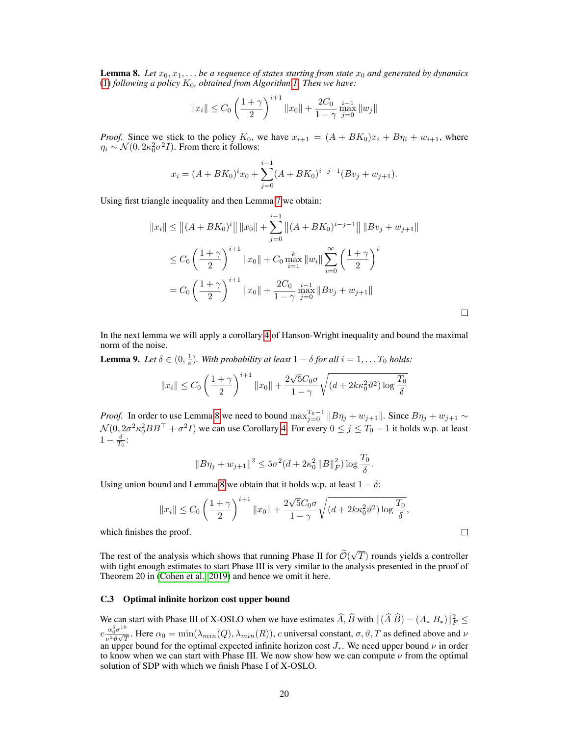**Lemma 8.** *Let $x_0, x_1, \ldots$ be a sequence of states starting from state $x_0$ and generated by dynamics (1) following a policy $K_0$, obtained from Algorithm 1. Then we have:*

$$\|x_i\| \leq C_0 \left(\frac{1+\gamma}{2}\right)^{i+1} \|x_0\| + \frac{2C_0}{1-\gamma} \max_{j=0}^{i-1} \|w_j\|$$

*Proof.* Since we stick to the policy $K_0$, we have $x_{i+1} = (A + BK_0)x_i + B\eta_i + w_{i+1}$, where $\eta_i \sim \mathcal{N}(0, 2\kappa_0^2\sigma^2 I)$. From there it follows:

$$x_i = (A + BK_0)^i x_0 + \sum_{j=0}^{i-1} (A + BK_0)^{i-j-1}(Bv_j + w_{j+1}).$$

Using first triangle inequality and then Lemma 7 we obtain:

$$\begin{aligned}
\|x_i\| &\leq \left\|(A + BK_0)^i\right\| \|x_0\| + \sum_{j=0}^{i-1} \left\|(A + BK_0)^{i-j-1}\right\| \|Bv_j + w_{j+1}\| \\
&\leq C_0 \left(\frac{1+\gamma}{2}\right)^{i+1} \|x_0\| + C_0 \max_{i=1}^{k} \|w_i\| \sum_{i=0}^{\infty} \left(\frac{1+\gamma}{2}\right)^i \\
&= C_0 \left(\frac{1+\gamma}{2}\right)^{i+1} \|x_0\| + \frac{2C_0}{1-\gamma} \max_{j=0}^{i-1} \|Bv_j + w_{j+1}\|
\end{aligned}$$

□

In the next lemma we will apply a corollary 4 of Hanson-Wright inequality and bound the maximal norm of the noise.

**Lemma 9.** *Let $\delta \in (0, \frac{1}{e})$. With probability at least $1 - \delta$ for all $i = 1, \ldots T_0$ holds:*

$$\|x_i\| \leq C_0 \left(\frac{1+\gamma}{2}\right)^{i+1} \|x_0\| + \frac{2\sqrt{5}C_0\sigma}{1-\gamma} \sqrt{(d + 2k\kappa_0^2\vartheta^2) \log \frac{T_0}{\delta}}$$

*Proof.* In order to use Lemma 8 we need to bound $\max_{j=0}^{T_0-1} \|B\eta_j + w_{j+1}\|$. Since $B\eta_j + w_{j+1} \sim \mathcal{N}(0, 2\sigma^2\kappa_0^2 BB^\top + \sigma^2 I)$ we can use Corollary 4. For every $0 \leq j \leq T_0 - 1$ it holds w.p. at least $1 - \frac{\delta}{T_0}$:

$$\|B\eta_j + w_{j+1}\|^2 \leq 5\sigma^2(d + 2\kappa_0^2 \|B\|_F^2) \log \frac{T_0}{\delta}.$$

Using union bound and Lemma 8 we obtain that it holds w.p. at least $1 - \delta$:

$$\|x_i\| \leq C_0 \left(\frac{1+\gamma}{2}\right)^{i+1} \|x_0\| + \frac{2\sqrt{5}C_0\sigma}{1-\gamma} \sqrt{(d + 2k\kappa_0^2\vartheta^2) \log \frac{T_0}{\delta}},$$

which finishes the proof. □

The rest of the analysis which shows that running Phase II for $\widetilde{\mathcal{O}}(\sqrt{T})$ rounds yields a controller with tight enough estimates to start Phase III is very similar to the analysis presented in the proof of Theorem 20 in (Cohen et al., 2019) and hence we omit it here.

### C.3 Optimal infinite horizon cost upper bound

We can start with Phase III of X-OSLO when we have estimates $\widehat{A}, \widehat{B}$ with $\|(\widehat{A}\ \widehat{B}) - (A_*\ B_*)\|_F^2 \leq c\frac{\alpha_0^5\sigma^{10}}{\nu^5\vartheta\sqrt{T}}$. Here $\alpha_0 = \min(\lambda_{min}(Q), \lambda_{min}(R))$, $c$ universal constant, $\sigma, \vartheta, T$ as defined above and $\nu$ an upper bound for the optimal expected infinite horizon cost $J_*$. We need upper bound $\nu$ in order to know when we can start with Phase III. We now show how we can compute $\nu$ from the optimal solution of SDP with which we finish Phase I of X-OSLO.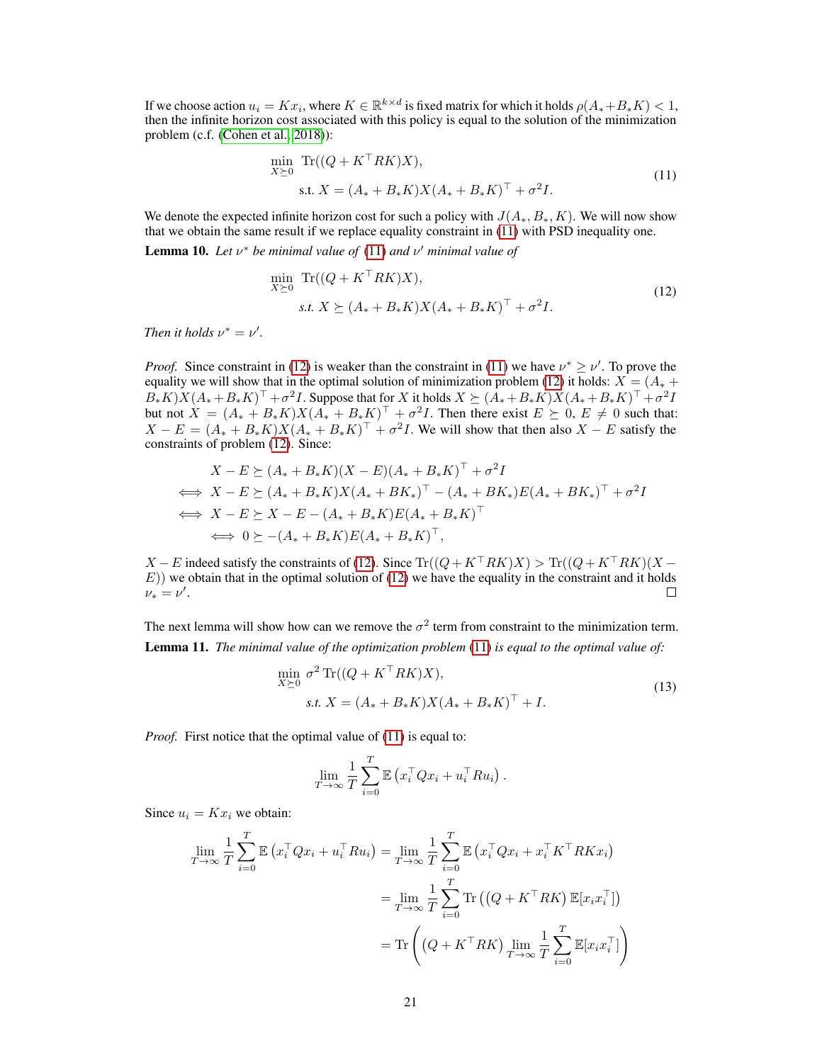If we choose action $u_i = Kx_i$, where $K \in \mathbb{R}^{k \times d}$ is fixed matrix for which it holds $\rho(A_* + B_*K) < 1$, then the infinite horizon cost associated with this policy is equal to the solution of the minimization problem (c.f. (Cohen et al., 2018)):

$$
\begin{aligned}
\min_{X \succeq 0} \ & \operatorname{Tr}((Q + K^\top RK)X), \\
\text{s.t. } & X = (A_* + B_*K)X(A_* + B_*K)^\top + \sigma^2 I.
\end{aligned} \tag{11}
$$

We denote the expected infinite horizon cost for such a policy with $J(A_*, B_*, K)$. We will now show that we obtain the same result if we replace equality constraint in (11) with PSD inequality one.

**Lemma 10.** *Let $\nu^*$ be minimal value of (11) and $\nu'$ minimal value of*

$$
\begin{aligned}
\min_{X \succeq 0} \ & \operatorname{Tr}((Q + K^\top RK)X), \\
\textit{s.t. } & X \succeq (A_* + B_*K)X(A_* + B_*K)^\top + \sigma^2 I.
\end{aligned} \tag{12}
$$

*Then it holds $\nu^* = \nu'$.*

*Proof.* Since constraint in (12) is weaker than the constraint in (11) we have $\nu^* \geq \nu'$. To prove the equality we will show that in the optimal solution of minimization problem (12) it holds: $X = (A_* + B_*K)X(A_* + B_*K)^\top + \sigma^2 I$. Suppose that for $X$ it holds $X \succeq (A_* + B_*K)X(A_* + B_*K)^\top + \sigma^2 I$ but not $X = (A_* + B_*K)X(A_* + B_*K)^\top + \sigma^2 I$. Then there exist $E \succeq 0$, $E \neq 0$ such that: $X - E = (A_* + B_*K)X(A_* + B_*K)^\top + \sigma^2 I$. We will show that then also $X - E$ satisfy the constraints of problem (12). Since:

$$
\begin{aligned}
& X - E \succeq (A_* + B_*K)(X - E)(A_* + B_*K)^\top + \sigma^2 I \\
\iff \ & X - E \succeq (A_* + B_*K)X(A_* + BK_*)^\top - (A_* + BK_*)E(A_* + BK_*)^\top + \sigma^2 I \\
\iff \ & X - E \succeq X - E - (A_* + B_*K)E(A_* + B_*K)^\top \\
\iff \ & 0 \succeq -(A_* + B_*K)E(A_* + B_*K)^\top,
\end{aligned}
$$

$X - E$ indeed satisfy the constraints of (12). Since $\operatorname{Tr}((Q + K^\top RK)X) > \operatorname{Tr}((Q + K^\top RK)(X - E))$ we obtain that in the optimal solution of (12) we have the equality in the constraint and it holds $\nu_* = \nu'$. ◻

The next lemma will show how can we remove the $\sigma^2$ term from constraint to the minimization term.

**Lemma 11.** *The minimal value of the optimization problem (11) is equal to the optimal value of:*

$$
\begin{aligned}
\min_{X \succeq 0} \ & \sigma^2 \operatorname{Tr}((Q + K^\top RK)X), \\
\textit{s.t. } & X = (A_* + B_*K)X(A_* + B_*K)^\top + I.
\end{aligned} \tag{13}
$$

*Proof.* First notice that the optimal value of (11) is equal to:

$$
\lim_{T \to \infty} \frac{1}{T} \sum_{i=0}^{T} \mathbb{E}\left(x_i^\top Q x_i + u_i^\top R u_i\right).
$$

Since $u_i = Kx_i$ we obtain:

$$
\begin{aligned}
\lim_{T \to \infty} \frac{1}{T} \sum_{i=0}^{T} \mathbb{E}\left(x_i^\top Q x_i + u_i^\top R u_i\right) &= \lim_{T \to \infty} \frac{1}{T} \sum_{i=0}^{T} \mathbb{E}\left(x_i^\top Q x_i + x_i^\top K^\top RK x_i\right) \\
&= \lim_{T \to \infty} \frac{1}{T} \sum_{i=0}^{T} \operatorname{Tr}\left(\left(Q + K^\top RK\right)\mathbb{E}[x_i x_i^\top]\right) \\
&= \operatorname{Tr}\left(\left(Q + K^\top RK\right) \lim_{T \to \infty} \frac{1}{T} \sum_{i=0}^{T} \mathbb{E}[x_i x_i^\top]\right)
\end{aligned}
$$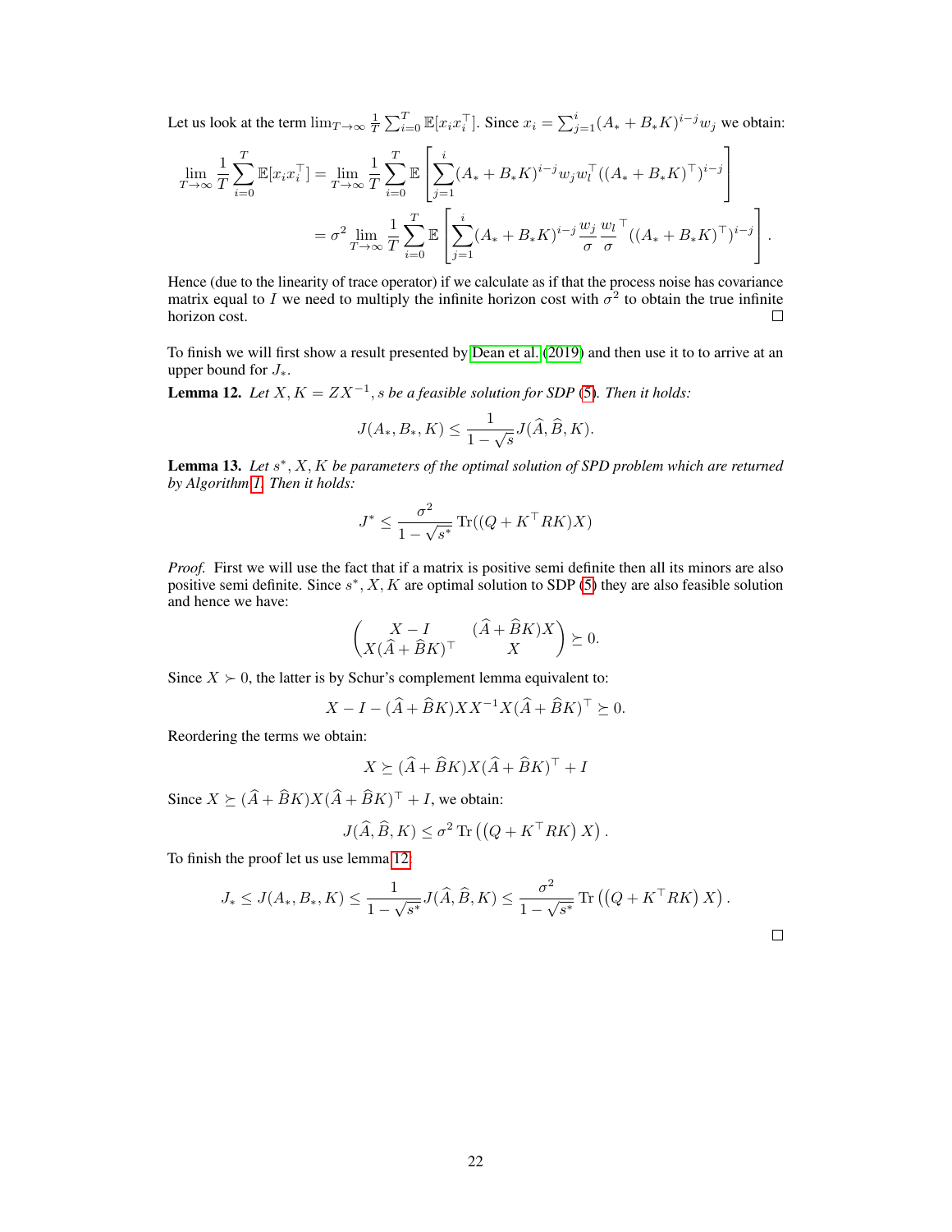Let us look at the term $\lim_{T\to\infty}\frac{1}{T}\sum_{i=0}^{T}\mathbb{E}[x_i x_i^\top]$. Since $x_i = \sum_{j=1}^{i}(A_* + B_*K)^{i-j}w_j$ we obtain:

$$
\begin{aligned}
\lim_{T\to\infty}\frac{1}{T}\sum_{i=0}^{T}\mathbb{E}[x_i x_i^\top] &= \lim_{T\to\infty}\frac{1}{T}\sum_{i=0}^{T}\mathbb{E}\left[\sum_{j=1}^{i}(A_* + B_*K)^{i-j}w_j w_l^\top((A_* + B_*K)^\top)^{i-j}\right] \\
&= \sigma^2 \lim_{T\to\infty}\frac{1}{T}\sum_{i=0}^{T}\mathbb{E}\left[\sum_{j=1}^{i}(A_* + B_*K)^{i-j}\frac{w_j}{\sigma}\frac{w_l}{\sigma}^\top((A_* + B_*K)^\top)^{i-j}\right].
\end{aligned}
$$

Hence (due to the linearity of trace operator) if we calculate as if that the process noise has covariance matrix equal to $I$ we need to multiply the infinite horizon cost with $\sigma^2$ to obtain the true infinite horizon cost. □

To finish we will first show a result presented by Dean et al. (2019) and then use it to to arrive at an upper bound for $J_*$.

**Lemma 12.** *Let $X, K = ZX^{-1}, s$ be a feasible solution for SDP (5). Then it holds:*

$$
J(A_*, B_*, K) \leq \frac{1}{1-\sqrt{s}}J(\widehat{A}, \widehat{B}, K).
$$

**Lemma 13.** *Let $s^*, X, K$ be parameters of the optimal solution of SPD problem which are returned by Algorithm 1. Then it holds:*

$$
J^* \leq \frac{\sigma^2}{1-\sqrt{s^*}}\operatorname{Tr}((Q + K^\top RK)X)
$$

*Proof.* First we will use the fact that if a matrix is positive semi definite then all its minors are also positive semi definite. Since $s^*, X, K$ are optimal solution to SDP (5) they are also feasible solution and hence we have:

$$
\begin{pmatrix} X - I & (\widehat{A} + \widehat{B}K)X \\ X(\widehat{A} + \widehat{B}K)^\top & X \end{pmatrix} \succeq 0.
$$

Since $X \succ 0$, the latter is by Schur's complement lemma equivalent to:

$$
X - I - (\widehat{A} + \widehat{B}K)XX^{-1}X(\widehat{A} + \widehat{B}K)^\top \succeq 0.
$$

Reordering the terms we obtain:

$$
X \succeq (\widehat{A} + \widehat{B}K)X(\widehat{A} + \widehat{B}K)^\top + I
$$

Since $X \succeq (\widehat{A} + \widehat{B}K)X(\widehat{A} + \widehat{B}K)^\top + I$, we obtain:

$$
J(\widehat{A}, \widehat{B}, K) \leq \sigma^2 \operatorname{Tr}\left(\left(Q + K^\top RK\right)X\right).
$$

To finish the proof let us use lemma 12

$$
J_* \leq J(A_*, B_*, K) \leq \frac{1}{1-\sqrt{s^*}}J(\widehat{A}, \widehat{B}, K) \leq \frac{\sigma^2}{1-\sqrt{s^*}}\operatorname{Tr}\left(\left(Q + K^\top RK\right)X\right).
$$

□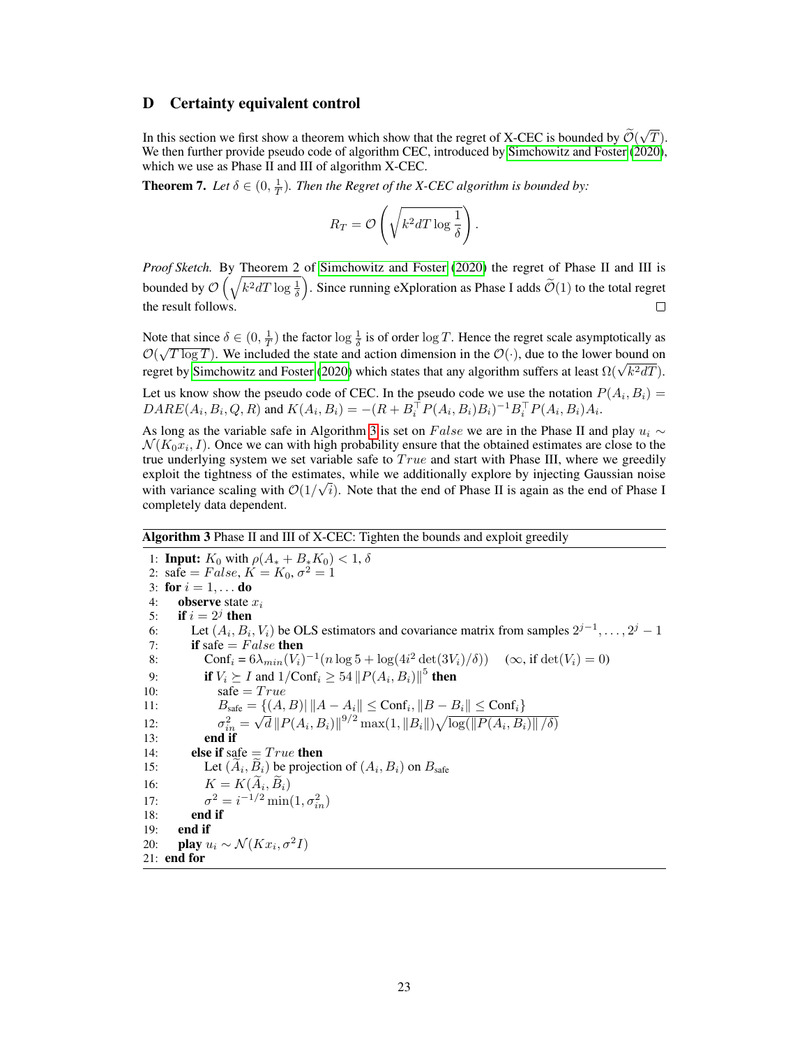# D Certainty equivalent control

In this section we first show a theorem which show that the regret of X-CEC is bounded by $\widetilde{\mathcal{O}}(\sqrt{T})$. We then further provide pseudo code of algorithm CEC, introduced by Simchowitz and Foster (2020), which we use as Phase II and III of algorithm X-CEC.

**Theorem 7.** *Let $\delta \in (0, \frac{1}{T})$. Then the Regret of the X-CEC algorithm is bounded by:*

$$R_T = \mathcal{O}\left(\sqrt{k^2 dT \log \frac{1}{\delta}}\right).$$

*Proof Sketch.* By Theorem 2 of Simchowitz and Foster (2020) the regret of Phase II and III is bounded by $\mathcal{O}\left(\sqrt{k^2 dT \log \frac{1}{\delta}}\right)$. Since running eXploration as Phase I adds $\widetilde{\mathcal{O}}(1)$ to the total regret the result follows. □

Note that since $\delta \in (0, \frac{1}{T})$ the factor $\log \frac{1}{\delta}$ is of order $\log T$. Hence the regret scale asymptotically as $\mathcal{O}(\sqrt{T \log T})$. We included the state and action dimension in the $\mathcal{O}(\cdot)$, due to the lower bound on regret by Simchowitz and Foster (2020) which states that any algorithm suffers at least $\Omega(\sqrt{k^2 dT})$.

Let us know show the pseudo code of CEC. In the pseudo code we use the notation $P(A_i, B_i) = DARE(A_i, B_i, Q, R)$ and $K(A_i, B_i) = -(R + B_i^\top P(A_i, B_i) B_i)^{-1} B_i^\top P(A_i, B_i) A_i$.

As long as the variable safe in Algorithm 3 is set on $False$ we are in the Phase II and play $u_i \sim \mathcal{N}(K_0 x_i, I)$. Once we can with high probability ensure that the obtained estimates are close to the true underlying system we set variable safe to $True$ and start with Phase III, where we greedily exploit the tightness of the estimates, while we additionally explore by injecting Gaussian noise with variance scaling with $\mathcal{O}(1/\sqrt{i})$. Note that the end of Phase II is again as the end of Phase I completely data dependent.

**Algorithm 3** Phase II and III of X-CEC: Tighten the bounds and exploit greedily

```
1: Input: K_0 with ρ(A_* + B_* K_0) < 1, δ
2: safe = False, K = K_0, σ^2 = 1
3: for i = 1, ... do
4:    observe state x_i
5:    if i = 2^j then
6:       Let (A_i, B_i, V_i) be OLS estimators and covariance matrix from samples 2^{j-1}, ..., 2^j - 1
7:       if safe = False then
8:          Conf_i = 6 λ_min(V_i)^{-1} (n log 5 + log(4 i^2 det(3V_i)/δ))    (∞, if det(V_i) = 0)
9:          if V_i ⪰ I and 1/Conf_i ≥ 54 ||P(A_i, B_i)||^5 then
10:            safe = True
11:            B_safe = {(A, B) | ||A - A_i|| ≤ Conf_i, ||B - B_i|| ≤ Conf_i}
12:            σ_in^2 = √d ||P(A_i, B_i)||^{9/2} max(1, ||B_i||) √(log(||P(A_i, B_i)|| / δ))
13:         end if
14:      else if safe = True then
15:         Let (Ã_i, B̃_i) be projection of (A_i, B_i) on B_safe
16:         K = K(Ã_i, B̃_i)
17:         σ^2 = i^{-1/2} min(1, σ_in^2)
18:      end if
19:   end if
20:   play u_i ~ N(K x_i, σ^2 I)
21: end for
```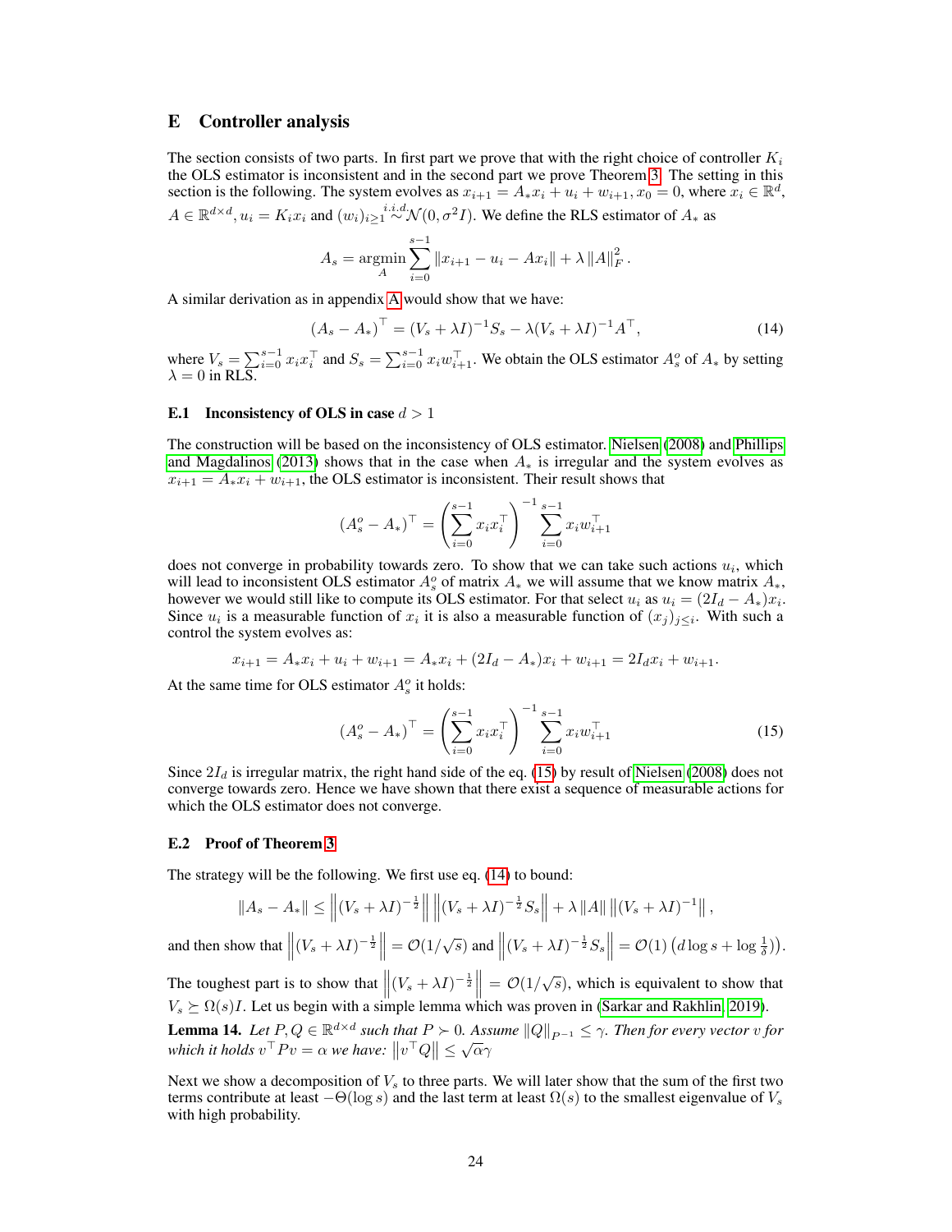# E Controller analysis

The section consists of two parts. In first part we prove that with the right choice of controller $K_i$ the OLS estimator is inconsistent and in the second part we prove Theorem 3. The setting in this section is the following. The system evolves as $x_{i+1} = A_* x_i + u_i + w_{i+1}, x_0 = 0$, where $x_i \in \mathbb{R}^d$, $A \in \mathbb{R}^{d\times d}, u_i = K_i x_i$ and $(w_i)_{i\geq 1} \overset{i.i.d.}{\sim} \mathcal{N}(0, \sigma^2 I)$. We define the RLS estimator of $A_*$ as

$$A_s = \underset{A}{\operatorname{argmin}} \sum_{i=0}^{s-1} \|x_{i+1} - u_i - Ax_i\| + \lambda \|A\|_F^2 .$$

A similar derivation as in appendix A would show that we have:

$$(A_s - A_*)^\top = (V_s + \lambda I)^{-1} S_s - \lambda (V_s + \lambda I)^{-1} A^\top, \tag{14}$$

where $V_s = \sum_{i=0}^{s-1} x_i x_i^\top$ and $S_s = \sum_{i=0}^{s-1} x_i w_{i+1}^\top$. We obtain the OLS estimator $A_s^o$ of $A_*$ by setting $\lambda = 0$ in RLS.

## E.1 Inconsistency of OLS in case $d > 1$

The construction will be based on the inconsistency of OLS estimator. Nielsen (2008) and Phillips and Magdalinos (2013) shows that in the case when $A_*$ is irregular and the system evolves as $x_{i+1} = A_* x_i + w_{i+1}$, the OLS estimator is inconsistent. Their result shows that

$$(A_s^o - A_*)^\top = \left(\sum_{i=0}^{s-1} x_i x_i^\top\right)^{-1} \sum_{i=0}^{s-1} x_i w_{i+1}^\top$$

does not converge in probability towards zero. To show that we can take such actions $u_i$, which will lead to inconsistent OLS estimator $A_s^o$ of matrix $A_*$ we will assume that we know matrix $A_*$, however we would still like to compute its OLS estimator. For that select $u_i$ as $u_i = (2I_d - A_*)x_i$. Since $u_i$ is a measurable function of $x_i$ it is also a measurable function of $(x_j)_{j\leq i}$. With such a control the system evolves as:

$$x_{i+1} = A_* x_i + u_i + w_{i+1} = A_* x_i + (2I_d - A_*)x_i + w_{i+1} = 2I_d x_i + w_{i+1}.$$

At the same time for OLS estimator $A_s^o$ it holds:

$$(A_s^o - A_*)^\top = \left(\sum_{i=0}^{s-1} x_i x_i^\top\right)^{-1} \sum_{i=0}^{s-1} x_i w_{i+1}^\top \tag{15}$$

Since $2I_d$ is irregular matrix, the right hand side of the eq. (15) by result of Nielsen (2008) does not converge towards zero. Hence we have shown that there exist a sequence of measurable actions for which the OLS estimator does not converge.

## E.2 Proof of Theorem 3

The strategy will be the following. We first use eq. (14) to bound:

$$\|A_s - A_*\| \leq \left\|(V_s + \lambda I)^{-\frac{1}{2}}\right\| \left\|(V_s + \lambda I)^{-\frac{1}{2}} S_s\right\| + \lambda \|A\| \left\|(V_s + \lambda I)^{-1}\right\|,$$

and then show that $\left\|(V_s + \lambda I)^{-\frac{1}{2}}\right\| = \mathcal{O}(1/\sqrt{s})$ and $\left\|(V_s + \lambda I)^{-\frac{1}{2}} S_s\right\| = \mathcal{O}(1)\left(d \log s + \log \frac{1}{\delta}\right)$.

The toughest part is to show that $\left\|(V_s + \lambda I)^{-\frac{1}{2}}\right\| = \mathcal{O}(1/\sqrt{s})$, which is equivalent to show that $V_s \succeq \Omega(s)I$. Let us begin with a simple lemma which was proven in (Sarkar and Rakhlin, 2019).

**Lemma 14.** *Let $P, Q \in \mathbb{R}^{d\times d}$ such that $P \succ 0$. Assume $\|Q\|_{P^{-1}} \leq \gamma$. Then for every vector $v$ for which it holds $v^\top P v = \alpha$ we have: $\left\|v^\top Q\right\| \leq \sqrt{\alpha}\gamma$*

Next we show a decomposition of $V_s$ to three parts. We will later show that the sum of the first two terms contribute at least $-\Theta(\log s)$ and the last term at least $\Omega(s)$ to the smallest eigenvalue of $V_s$ with high probability.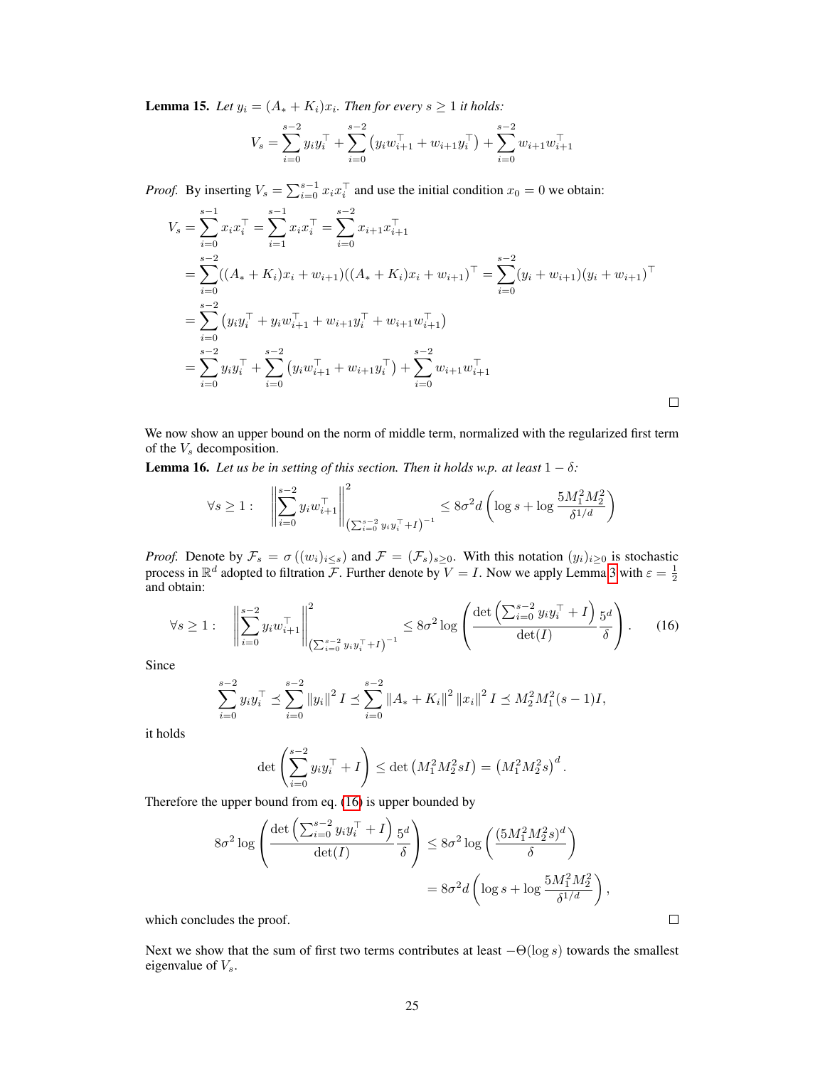**Lemma 15.** *Let $y_i = (A_* + K_i)x_i$. Then for every $s \geq 1$ it holds:*

$$V_s = \sum_{i=0}^{s-2} y_i y_i^\top + \sum_{i=0}^{s-2} \left(y_i w_{i+1}^\top + w_{i+1} y_i^\top\right) + \sum_{i=0}^{s-2} w_{i+1} w_{i+1}^\top$$

*Proof.* By inserting $V_s = \sum_{i=0}^{s-1} x_i x_i^\top$ and use the initial condition $x_0 = 0$ we obtain:

$$\begin{aligned}
V_s &= \sum_{i=0}^{s-1} x_i x_i^\top = \sum_{i=1}^{s-1} x_i x_i^\top = \sum_{i=0}^{s-2} x_{i+1} x_{i+1}^\top \\
&= \sum_{i=0}^{s-2} ((A_* + K_i)x_i + w_{i+1})((A_* + K_i)x_i + w_{i+1})^\top = \sum_{i=0}^{s-2} (y_i + w_{i+1})(y_i + w_{i+1})^\top \\
&= \sum_{i=0}^{s-2} \left(y_i y_i^\top + y_i w_{i+1}^\top + w_{i+1} y_i^\top + w_{i+1} w_{i+1}^\top\right) \\
&= \sum_{i=0}^{s-2} y_i y_i^\top + \sum_{i=0}^{s-2} \left(y_i w_{i+1}^\top + w_{i+1} y_i^\top\right) + \sum_{i=0}^{s-2} w_{i+1} w_{i+1}^\top
\end{aligned}$$

□

We now show an upper bound on the norm of middle term, normalized with the regularized first term of the $V_s$ decomposition.

**Lemma 16.** *Let us be in setting of this section. Then it holds w.p. at least $1 - \delta$:*

$$\forall s \geq 1: \quad \left\| \sum_{i=0}^{s-2} y_i w_{i+1}^\top \right\|^2_{\left(\sum_{i=0}^{s-2} y_i y_i^\top + I\right)^{-1}} \leq 8\sigma^2 d \left( \log s + \log \frac{5 M_1^2 M_2^2}{\delta^{1/d}} \right)$$

*Proof.* Denote by $\mathcal{F}_s = \sigma\left((w_i)_{i \leq s}\right)$ and $\mathcal{F} = (\mathcal{F}_s)_{s \geq 0}$. With this notation $(y_i)_{i \geq 0}$ is stochastic process in $\mathbb{R}^d$ adopted to filtration $\mathcal{F}$. Further denote by $V = I$. Now we apply Lemma 3 with $\varepsilon = \frac{1}{2}$ and obtain:

$$\forall s \geq 1: \quad \left\| \sum_{i=0}^{s-2} y_i w_{i+1}^\top \right\|^2_{\left(\sum_{i=0}^{s-2} y_i y_i^\top + I\right)^{-1}} \leq 8\sigma^2 \log \left( \frac{\det\left(\sum_{i=0}^{s-2} y_i y_i^\top + I\right)}{\det(I)} \frac{5^d}{\delta} \right). \tag{16}$$

Since

$$\sum_{i=0}^{s-2} y_i y_i^\top \preceq \sum_{i=0}^{s-2} \|y_i\|^2 I \preceq \sum_{i=0}^{s-2} \|A_* + K_i\|^2 \|x_i\|^2 I \preceq M_2^2 M_1^2 (s-1) I,$$

it holds

$$\det\left( \sum_{i=0}^{s-2} y_i y_i^\top + I \right) \leq \det\left(M_1^2 M_2^2 s I\right) = \left(M_1^2 M_2^2 s\right)^d.$$

Therefore the upper bound from eq. (16) is upper bounded by

$$\begin{aligned}
8\sigma^2 \log \left( \frac{\det\left(\sum_{i=0}^{s-2} y_i y_i^\top + I\right)}{\det(I)} \frac{5^d}{\delta} \right) &\leq 8\sigma^2 \log \left( \frac{(5 M_1^2 M_2^2 s)^d}{\delta} \right) \\
&= 8\sigma^2 d \left( \log s + \log \frac{5 M_1^2 M_2^2}{\delta^{1/d}} \right),
\end{aligned}$$

which concludes the proof. □

Next we show that the sum of first two terms contributes at least $-\Theta(\log s)$ towards the smallest eigenvalue of $V_s$.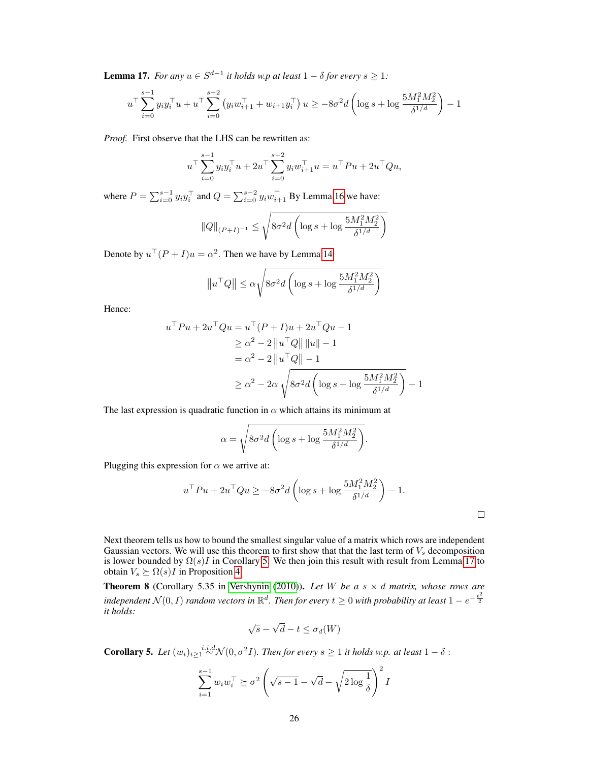**Lemma 17.** *For any $u \in S^{d-1}$ it holds w.p at least $1-\delta$ for every $s \geq 1$:*

$$u^\top \sum_{i=0}^{s-1} y_i y_i^\top u + u^\top \sum_{i=0}^{s-2} \left(y_i w_{i+1}^\top + w_{i+1} y_i^\top\right) u \geq -8\sigma^2 d \left(\log s + \log \frac{5M_1^2 M_2^2}{\delta^{1/d}}\right) - 1$$

*Proof.* First observe that the LHS can be rewritten as:

$$u^\top \sum_{i=0}^{s-1} y_i y_i^\top u + 2u^\top \sum_{i=0}^{s-2} y_i w_{i+1}^\top u = u^\top P u + 2u^\top Q u,$$

where $P = \sum_{i=0}^{s-1} y_i y_i^\top$ and $Q = \sum_{i=0}^{s-2} y_i w_{i+1}^\top$ By Lemma 16 we have:

$$\|Q\|_{(P+I)^{-1}} \leq \sqrt{8\sigma^2 d \left(\log s + \log \frac{5M_1^2 M_2^2}{\delta^{1/d}}\right)}$$

Denote by $u^\top (P+I) u = \alpha^2$. Then we have by Lemma 14

$$\left\|u^\top Q\right\| \leq \alpha \sqrt{8\sigma^2 d \left(\log s + \log \frac{5M_1^2 M_2^2}{\delta^{1/d}}\right)}$$

Hence:

$$\begin{aligned}
u^\top P u + 2u^\top Q u &= u^\top (P+I) u + 2u^\top Q u - 1 \\
&\geq \alpha^2 - 2\left\|u^\top Q\right\| \|u\| - 1 \\
&= \alpha^2 - 2\left\|u^\top Q\right\| - 1 \\
&\geq \alpha^2 - 2\alpha \sqrt{8\sigma^2 d \left(\log s + \log \frac{5M_1^2 M_2^2}{\delta^{1/d}}\right)} - 1
\end{aligned}$$

The last expression is quadratic function in $\alpha$ which attains its minimum at

$$\alpha = \sqrt{8\sigma^2 d \left(\log s + \log \frac{5M_1^2 M_2^2}{\delta^{1/d}}\right)}.$$

Plugging this expression for $\alpha$ we arrive at:

$$u^\top P u + 2u^\top Q u \geq -8\sigma^2 d \left(\log s + \log \frac{5M_1^2 M_2^2}{\delta^{1/d}}\right) - 1.$$

□

Next theorem tells us how to bound the smallest singular value of a matrix which rows are independent Gaussian vectors. We will use this theorem to first show that that the last term of $V_s$ decomposition is lower bounded by $\Omega(s)I$ in Corollary 5. We then join this result with result from Lemma 17 to obtain $V_s \succeq \Omega(s)I$ in Proposition 4.

**Theorem 8** (Corollary 5.35 in Vershynin (2010))**.** *Let $W$ be a $s \times d$ matrix, whose rows are independent $\mathcal{N}(0, I)$ random vectors in $\mathbb{R}^d$. Then for every $t \geq 0$ with probability at least $1 - e^{-\frac{t^2}{2}}$ it holds:*

$$\sqrt{s} - \sqrt{d} - t \leq \sigma_d(W)$$

**Corollary 5.** *Let $(w_i)_{i \geq 1} \overset{i.i.d.}{\sim} \mathcal{N}(0, \sigma^2 I)$. Then for every $s \geq 1$ it holds w.p. at least $1 - \delta$ :*

$$\sum_{i=1}^{s-1} w_i w_i^\top \succeq \sigma^2 \left(\sqrt{s-1} - \sqrt{d} - \sqrt{2 \log \frac{1}{\delta}}\right)^2 I$$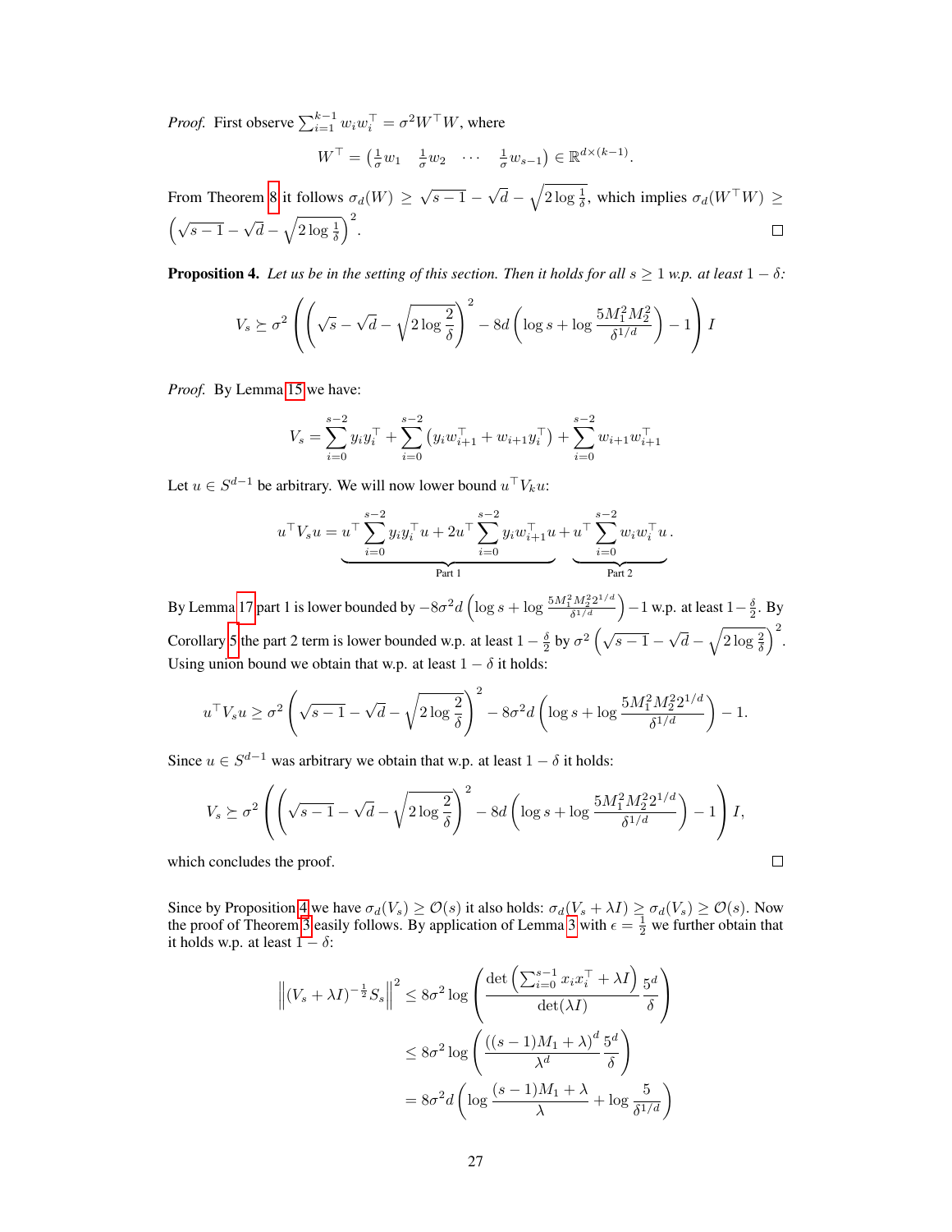*Proof.* First observe $\sum_{i=1}^{k-1} w_i w_i^\top = \sigma^2 W^\top W$, where

$$W^\top = \begin{pmatrix} \frac{1}{\sigma} w_1 & \frac{1}{\sigma} w_2 & \cdots & \frac{1}{\sigma} w_{s-1} \end{pmatrix} \in \mathbb{R}^{d \times (k-1)}.$$

From Theorem 8 it follows $\sigma_d(W) \geq \sqrt{s-1} - \sqrt{d} - \sqrt{2 \log \frac{1}{\delta}}$, which implies $\sigma_d(W^\top W) \geq \left(\sqrt{s-1} - \sqrt{d} - \sqrt{2 \log \frac{1}{\delta}}\right)^2$. □

**Proposition 4.** *Let us be in the setting of this section. Then it holds for all $s \geq 1$ w.p. at least $1 - \delta$:*

$$V_s \succeq \sigma^2 \left( \left( \sqrt{s} - \sqrt{d} - \sqrt{2 \log \frac{2}{\delta}} \right)^2 - 8d \left( \log s + \log \frac{5 M_1^2 M_2^2}{\delta^{1/d}} \right) - 1 \right) I$$

*Proof.* By Lemma 15 we have:

$$V_s = \sum_{i=0}^{s-2} y_i y_i^\top + \sum_{i=0}^{s-2} \left( y_i w_{i+1}^\top + w_{i+1} y_i^\top \right) + \sum_{i=0}^{s-2} w_{i+1} w_{i+1}^\top$$

Let $u \in S^{d-1}$ be arbitrary. We will now lower bound $u^\top V_k u$:

$$u^\top V_s u = \underbrace{u^\top \sum_{i=0}^{s-2} y_i y_i^\top u + 2u^\top \sum_{i=0}^{s-2} y_i w_{i+1}^\top u}_{\text{Part 1}} + \underbrace{u^\top \sum_{i=0}^{s-2} w_i w_i^\top u}_{\text{Part 2}}.$$

By Lemma 17 part 1 is lower bounded by $-8\sigma^2 d \left( \log s + \log \frac{5 M_1^2 M_2^2 2^{1/d}}{\delta^{1/d}} \right) - 1$ w.p. at least $1 - \frac{\delta}{2}$. By Corollary 5 the part 2 term is lower bounded w.p. at least $1 - \frac{\delta}{2}$ by $\sigma^2 \left( \sqrt{s-1} - \sqrt{d} - \sqrt{2 \log \frac{2}{\delta}} \right)^2$. Using union bound we obtain that w.p. at least $1 - \delta$ it holds:

$$u^\top V_s u \geq \sigma^2 \left( \sqrt{s-1} - \sqrt{d} - \sqrt{2 \log \frac{2}{\delta}} \right)^2 - 8\sigma^2 d \left( \log s + \log \frac{5 M_1^2 M_2^2 2^{1/d}}{\delta^{1/d}} \right) - 1.$$

Since $u \in S^{d-1}$ was arbitrary we obtain that w.p. at least $1 - \delta$ it holds:

$$V_s \succeq \sigma^2 \left( \left( \sqrt{s-1} - \sqrt{d} - \sqrt{2 \log \frac{2}{\delta}} \right)^2 - 8d \left( \log s + \log \frac{5 M_1^2 M_2^2 2^{1/d}}{\delta^{1/d}} \right) - 1 \right) I,$$

which concludes the proof. □

Since by Proposition 4 we have $\sigma_d(V_s) \geq \mathcal{O}(s)$ it also holds: $\sigma_d(V_s + \lambda I) \geq \sigma_d(V_s) \geq \mathcal{O}(s)$. Now the proof of Theorem 3 easily follows. By application of Lemma 3 with $\epsilon = \frac{1}{2}$ we further obtain that it holds w.p. at least $1 - \delta$:

$$\begin{aligned}
\left\| (V_s + \lambda I)^{-\frac{1}{2}} S_s \right\|^2 &\leq 8\sigma^2 \log \left( \frac{\det \left( \sum_{i=0}^{s-1} x_i x_i^\top + \lambda I \right)}{\det(\lambda I)} \frac{5^d}{\delta} \right) \\
&\leq 8\sigma^2 \log \left( \frac{((s-1)M_1 + \lambda)^d}{\lambda^d} \frac{5^d}{\delta} \right) \\
&= 8\sigma^2 d \left( \log \frac{(s-1)M_1 + \lambda}{\lambda} + \log \frac{5}{\delta^{1/d}} \right)
\end{aligned}$$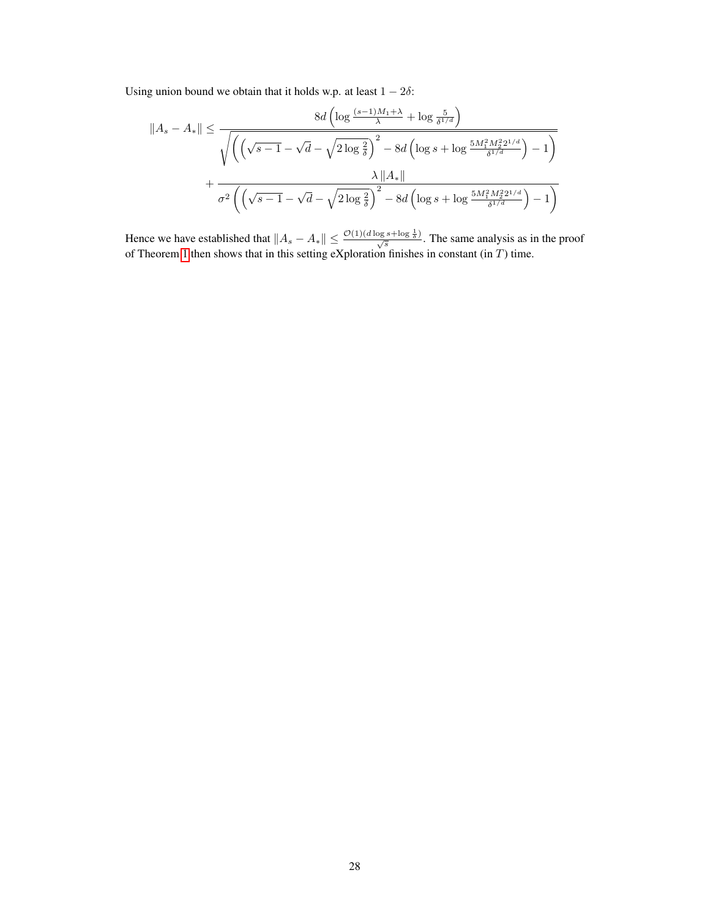Using union bound we obtain that it holds w.p. at least $1-2\delta$:

$$
\begin{aligned}
\|A_s - A_*\| \leq & \frac{8d\left(\log\frac{(s-1)M_1+\lambda}{\lambda} + \log\frac{5}{\delta^{1/d}}\right)}{\sqrt{\left(\left(\sqrt{s-1}-\sqrt{d}-\sqrt{2\log\frac{2}{\delta}}\right)^2 - 8d\left(\log s + \log\frac{5M_1^2M_2^2 2^{1/d}}{\delta^{1/d}}\right)-1\right)}} \\
& + \frac{\lambda\|A_*\|}{\sigma^2\left(\left(\sqrt{s-1}-\sqrt{d}-\sqrt{2\log\frac{2}{\delta}}\right)^2 - 8d\left(\log s + \log\frac{5M_1^2M_2^2 2^{1/d}}{\delta^{1/d}}\right)-1\right)}
\end{aligned}
$$

Hence we have established that $\|A_s - A_*\| \leq \frac{\mathcal{O}(1)(d\log s + \log\frac{1}{\delta})}{\sqrt{s}}$. The same analysis as in the proof of Theorem 1 then shows that in this setting eXploration finishes in constant (in $T$) time.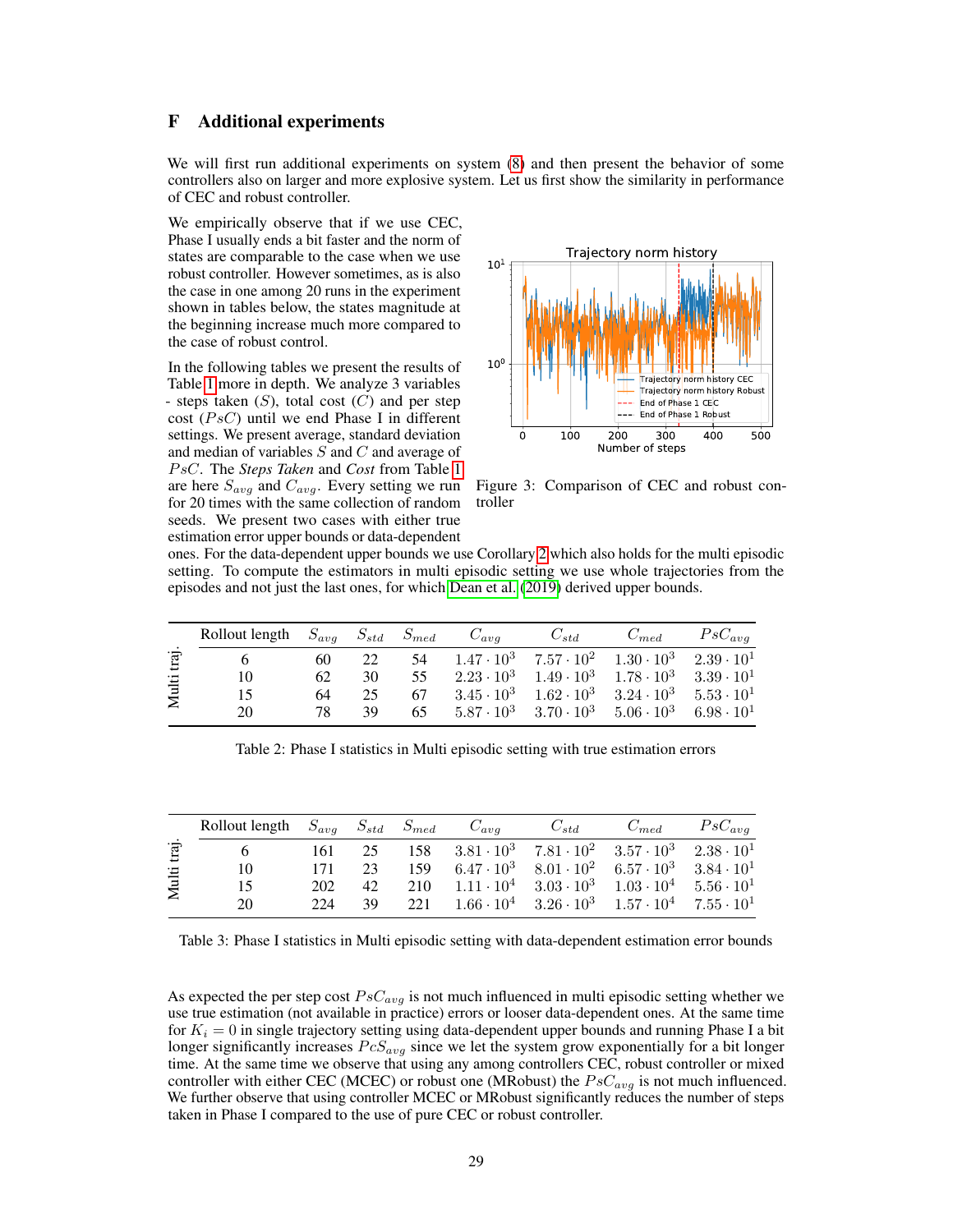# F Additional experiments

We will first run additional experiments on system (8) and then present the behavior of some controllers also on larger and more explosive system. Let us first show the similarity in performance of CEC and robust controller.

We empirically observe that if we use CEC, Phase I usually ends a bit faster and the norm of states are comparable to the case when we use robust controller. However sometimes, as is also the case in one among 20 runs in the experiment shown in tables below, the states magnitude at the beginning increase much more compared to the case of robust control.

Figure 3: Comparison of CEC and robust controller

In the following tables we present the results of Table 1 more in depth. We analyze 3 variables - steps taken ($S$), total cost ($C$) and per step cost ($PsC$) until we end Phase I in different settings. We present average, standard deviation and median of variables $S$ and $C$ and average of $PsC$. The *Steps Taken* and *Cost* from Table 1 are here $S_{avg}$ and $C_{avg}$. Every setting we run for 20 times with the same collection of random seeds. We present two cases with either true estimation error upper bounds or data-dependent ones. For the data-dependent upper bounds we use Corollary 2 which also holds for the multi episodic setting. To compute the estimators in multi episodic setting we use whole trajectories from the episodes and not just the last ones, for which Dean et al. (2019) derived upper bounds.

| | Rollout length | $S_{avg}$ | $S_{std}$ | $S_{med}$ | $C_{avg}$ | $C_{std}$ | $C_{med}$ | $PsC_{avg}$ |
|---|---|---|---|---|---|---|---|---|
| Multi traj. | 6 | 60 | 22 | 54 | $1.47 \cdot 10^3$ | $7.57 \cdot 10^2$ | $1.30 \cdot 10^3$ | $2.39 \cdot 10^1$ |
| | 10 | 62 | 30 | 55 | $2.23 \cdot 10^3$ | $1.49 \cdot 10^3$ | $1.78 \cdot 10^3$ | $3.39 \cdot 10^1$ |
| | 15 | 64 | 25 | 67 | $3.45 \cdot 10^3$ | $1.62 \cdot 10^3$ | $3.24 \cdot 10^3$ | $5.53 \cdot 10^1$ |
| | 20 | 78 | 39 | 65 | $5.87 \cdot 10^3$ | $3.70 \cdot 10^3$ | $5.06 \cdot 10^3$ | $6.98 \cdot 10^1$ |

Table 2: Phase I statistics in Multi episodic setting with true estimation errors

| | Rollout length | $S_{avg}$ | $S_{std}$ | $S_{med}$ | $C_{avg}$ | $C_{std}$ | $C_{med}$ | $PsC_{avg}$ |
|---|---|---|---|---|---|---|---|---|
| Multi traj. | 6 | 161 | 25 | 158 | $3.81 \cdot 10^3$ | $7.81 \cdot 10^2$ | $3.57 \cdot 10^3$ | $2.38 \cdot 10^1$ |
| | 10 | 171 | 23 | 159 | $6.47 \cdot 10^3$ | $8.01 \cdot 10^2$ | $6.57 \cdot 10^3$ | $3.84 \cdot 10^1$ |
| | 15 | 202 | 42 | 210 | $1.11 \cdot 10^4$ | $3.03 \cdot 10^3$ | $1.03 \cdot 10^4$ | $5.56 \cdot 10^1$ |
| | 20 | 224 | 39 | 221 | $1.66 \cdot 10^4$ | $3.26 \cdot 10^3$ | $1.57 \cdot 10^4$ | $7.55 \cdot 10^1$ |

Table 3: Phase I statistics in Multi episodic setting with data-dependent estimation error bounds

As expected the per step cost $PsC_{avg}$ is not much influenced in multi episodic setting whether we use true estimation (not available in practice) errors or looser data-dependent ones. At the same time for $K_i = 0$ in single trajectory setting using data-dependent upper bounds and running Phase I a bit longer significantly increases $PcS_{avg}$ since we let the system grow exponentially for a bit longer time. At the same time we observe that using any among controllers CEC, robust controller or mixed controller with either CEC (MCEC) or robust one (MRobust) the $PsC_{avg}$ is not much influenced. We further observe that using controller MCEC or MRobust significantly reduces the number of steps taken in Phase I compared to the use of pure CEC or robust controller.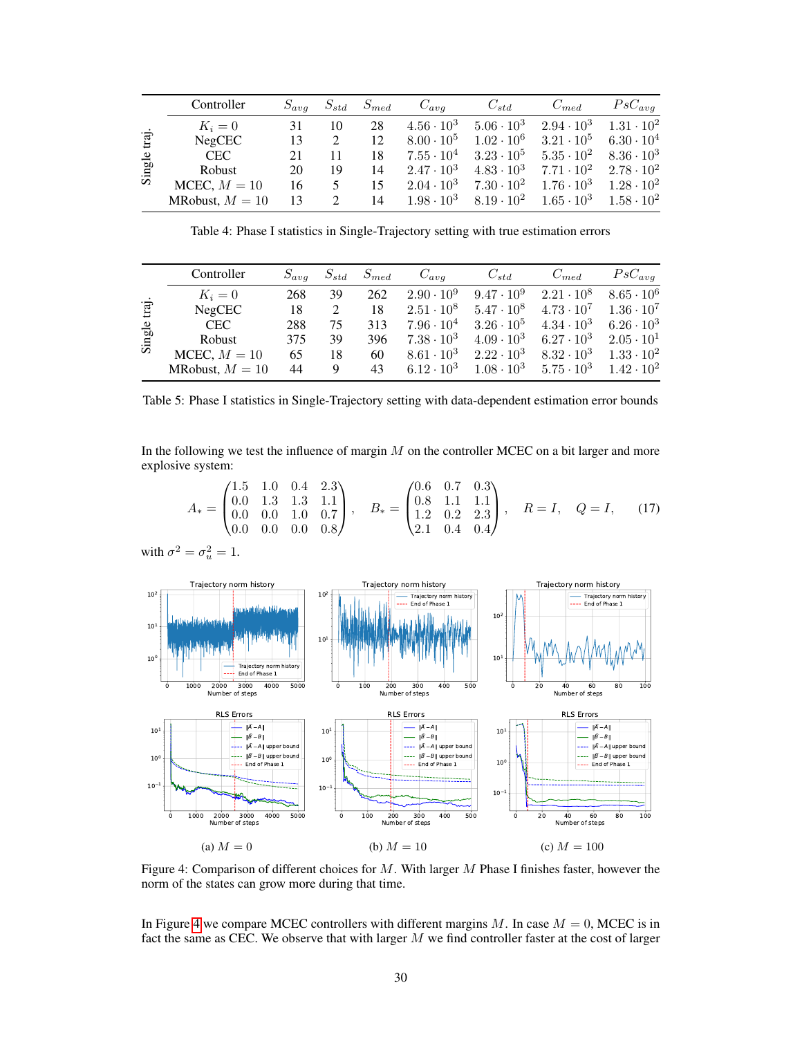| | Controller | $S_{avg}$ | $S_{std}$ | $S_{med}$ | $C_{avg}$ | $C_{std}$ | $C_{med}$ | $PsC_{avg}$ |
|---|---|---|---|---|---|---|---|---|
| Single traj. | $K_i = 0$ | 31 | 10 | 28 | $4.56 \cdot 10^3$ | $5.06 \cdot 10^3$ | $2.94 \cdot 10^3$ | $1.31 \cdot 10^2$ |
| | NegCEC | 13 | 2 | 12 | $8.00 \cdot 10^5$ | $1.02 \cdot 10^6$ | $3.21 \cdot 10^5$ | $6.30 \cdot 10^4$ |
| | CEC | 21 | 11 | 18 | $7.55 \cdot 10^4$ | $3.23 \cdot 10^5$ | $5.35 \cdot 10^2$ | $8.36 \cdot 10^3$ |
| | Robust | 20 | 19 | 14 | $2.47 \cdot 10^3$ | $4.83 \cdot 10^3$ | $7.71 \cdot 10^2$ | $2.78 \cdot 10^2$ |
| | MCEC, $M = 10$ | 16 | 5 | 15 | $2.04 \cdot 10^3$ | $7.30 \cdot 10^2$ | $1.76 \cdot 10^3$ | $1.28 \cdot 10^2$ |
| | MRobust, $M = 10$ | 13 | 2 | 14 | $1.98 \cdot 10^3$ | $8.19 \cdot 10^2$ | $1.65 \cdot 10^3$ | $1.58 \cdot 10^2$ |

Table 4: Phase I statistics in Single-Trajectory setting with true estimation errors

| | Controller | $S_{avg}$ | $S_{std}$ | $S_{med}$ | $C_{avg}$ | $C_{std}$ | $C_{med}$ | $PsC_{avg}$ |
|---|---|---|---|---|---|---|---|---|
| Single traj. | $K_i = 0$ | 268 | 39 | 262 | $2.90 \cdot 10^9$ | $9.47 \cdot 10^9$ | $2.21 \cdot 10^8$ | $8.65 \cdot 10^6$ |
| | NegCEC | 18 | 2 | 18 | $2.51 \cdot 10^8$ | $5.47 \cdot 10^8$ | $4.73 \cdot 10^7$ | $1.36 \cdot 10^7$ |
| | CEC | 288 | 75 | 313 | $7.96 \cdot 10^4$ | $3.26 \cdot 10^5$ | $4.34 \cdot 10^3$ | $6.26 \cdot 10^3$ |
| | Robust | 375 | 39 | 396 | $7.38 \cdot 10^3$ | $4.09 \cdot 10^3$ | $6.27 \cdot 10^3$ | $2.05 \cdot 10^1$ |
| | MCEC, $M = 10$ | 65 | 18 | 60 | $8.61 \cdot 10^3$ | $2.22 \cdot 10^3$ | $8.32 \cdot 10^3$ | $1.33 \cdot 10^2$ |
| | MRobust, $M = 10$ | 44 | 9 | 43 | $6.12 \cdot 10^3$ | $1.08 \cdot 10^3$ | $5.75 \cdot 10^3$ | $1.42 \cdot 10^2$ |

Table 5: Phase I statistics in Single-Trajectory setting with data-dependent estimation error bounds

In the following we test the influence of margin $M$ on the controller MCEC on a bit larger and more explosive system:

$$A_* = \begin{pmatrix} 1.5 & 1.0 & 0.4 & 2.3 \\ 0.0 & 1.3 & 1.3 & 1.1 \\ 0.0 & 0.0 & 1.0 & 0.7 \\ 0.0 & 0.0 & 0.0 & 0.8 \end{pmatrix}, \quad B_* = \begin{pmatrix} 0.6 & 0.7 & 0.3 \\ 0.8 & 1.1 & 1.1 \\ 1.2 & 0.2 & 2.3 \\ 2.1 & 0.4 & 0.4 \end{pmatrix}, \quad R = I, \quad Q = I, \tag{17}$$

with $\sigma^2 = \sigma_u^2 = 1$.

(a) $M = 0$ (b) $M = 10$ (c) $M = 100$

Figure 4: Comparison of different choices for $M$. With larger $M$ Phase I finishes faster, however the norm of the states can grow more during that time.

In Figure 4 we compare MCEC controllers with different margins $M$. In case $M = 0$, MCEC is in fact the same as CEC. We observe that with larger $M$ we find controller faster at the cost of larger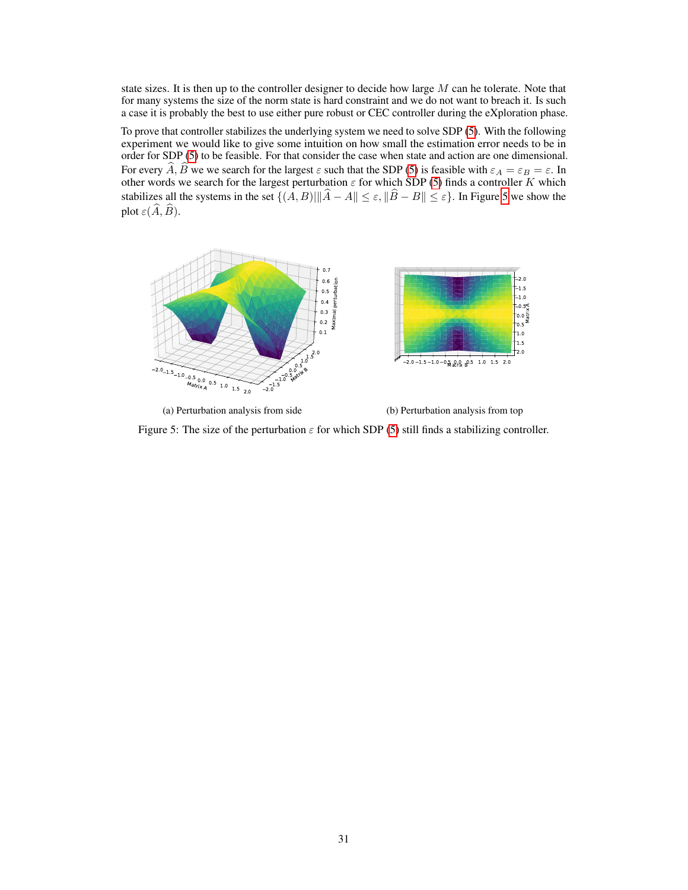state sizes. It is then up to the controller designer to decide how large $M$ can he tolerate. Note that for many systems the size of the norm state is hard constraint and we do not want to breach it. Is such a case it is probably the best to use either pure robust or CEC controller during the eXploration phase.

To prove that controller stabilizes the underlying system we need to solve SDP (5). With the following experiment we would like to give some intuition on how small the estimation error needs to be in order for SDP (5) to be feasible. For that consider the case when state and action are one dimensional. For every $\widehat{A}, \widehat{B}$ we we search for the largest $\varepsilon$ such that the SDP (5) is feasible with $\varepsilon_A = \varepsilon_B = \varepsilon$. In other words we search for the largest perturbation $\varepsilon$ for which SDP (5) finds a controller $K$ which stabilizes all the systems in the set $\{(A, B) | \|\widehat{A} - A\| \leq \varepsilon, \|\widehat{B} - B\| \leq \varepsilon\}$. In Figure 5 we show the plot $\varepsilon(\widehat{A}, \widehat{B})$.

0.7
0.6
0.5
0.4
0.3
0.2
0.1
Maximal perturbation
−2.0 −1.5 −1.0 −0.5 0.0 0.5 1.0 1.5 2.0
Matrix A
−2.0 −1.5 −1.0 −0.5 0.0 0.5 1.0 1.5 2.0
Matrix B

(a) Perturbation analysis from side

−2.0 −1.5 −1.0 −0.5 0.0 0.5 1.0 1.5 2.0
Matrix A
−2.0 −1.5 −1.0 −0.5 0.0 0.5 1.0 1.5 2.0
Matrix B

(b) Perturbation analysis from top

Figure 5: The size of the perturbation $\varepsilon$ for which SDP (5) still finds a stabilizing controller.